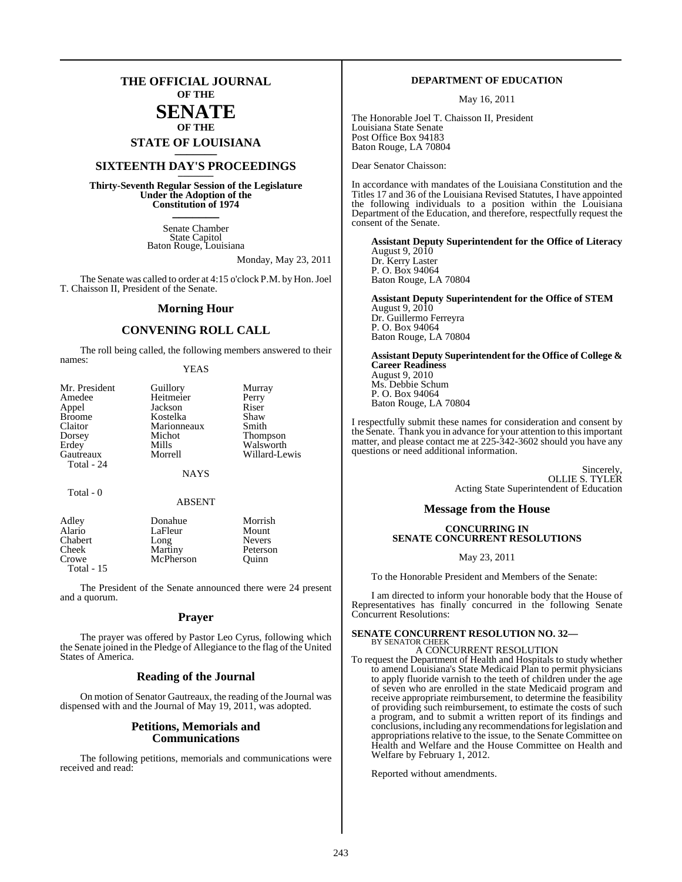# THE OFFICIAL JOURNAL OF THE SENATE OF THE STATE OF LOUISIANA

## SIXTEENTH DAY'S PROCEEDINGS

**Thirty-Seventh Regular Session of the Legislature Under the Adoption of the Constitution of 1974**

Senate Chamber
State Capitol
Baton Rouge, Louisiana

Monday, May 23, 2011

The Senate was called to order at 4:15 o'clock P.M. by Hon. Joel T. Chaisson II, President of the Senate.

## Morning Hour

## CONVENING ROLL CALL

The roll being called, the following members answered to their names:

YEAS

| | | |
|---|---|---|
| Mr. President | Guillory | Murray |
| Amedee | Heitmeier | Perry |
| Appel | Jackson | Riser |
| Broome | Kostelka | Shaw |
| Claitor | Marionneaux | Smith |
| Dorsey | Michot | Thompson |
| Erdey | Mills | Walsworth |
| Gautreaux | Morrell | Willard-Lewis |
| Total - 24 | | |

NAYS

Total - 0

ABSENT

| | | |
|---|---|---|
| Adley | Donahue | Morrish |
| Alario | LaFleur | Mount |
| Chabert | Long | Nevers |
| Cheek | Martiny | Peterson |
| Crowe | McPherson | Quinn |
| Total - 15 | | |

The President of the Senate announced there were 24 present and a quorum.

## Prayer

The prayer was offered by Pastor Leo Cyrus, following which the Senate joined in the Pledge of Allegiance to the flag of the United States of America.

## Reading of the Journal

On motion of Senator Gautreaux, the reading of the Journal was dispensed with and the Journal of May 19, 2011, was adopted.

## Petitions, Memorials and Communications

The following petitions, memorials and communications were received and read:

**DEPARTMENT OF EDUCATION**

May 16, 2011

The Honorable Joel T. Chaisson II, President
Louisiana State Senate
Post Office Box 94183
Baton Rouge, LA 70804

Dear Senator Chaisson:

In accordance with mandates of the Louisiana Constitution and the Titles 17 and 36 of the Louisiana Revised Statutes, I have appointed the following individuals to a position within the Louisiana Department of the Education, and therefore, respectfully request the consent of the Senate.

**Assistant Deputy Superintendent for the Office of Literacy**
August 9, 2010
Dr. Kerry Laster
P. O. Box 94064
Baton Rouge, LA 70804

**Assistant Deputy Superintendent for the Office of STEM**
August 9, 2010
Dr. Guillermo Ferreyra
P. O. Box 94064
Baton Rouge, LA 70804

**Assistant Deputy Superintendent for the Office of College & Career Readiness**
August 9, 2010
Ms. Debbie Schum
P. O. Box 94064
Baton Rouge, LA 70804

I respectfully submit these names for consideration and consent by the Senate. Thank you in advance for your attention to this important matter, and please contact me at 225-342-3602 should you have any questions or need additional information.

Sincerely,
OLLIE S. TYLER
Acting State Superintendent of Education

## Message from the House

**CONCURRING IN SENATE CONCURRENT RESOLUTIONS**

May 23, 2011

To the Honorable President and Members of the Senate:

I am directed to inform your honorable body that the House of Representatives has finally concurred in the following Senate Concurrent Resolutions:

**SENATE CONCURRENT RESOLUTION NO. 32—**
BY SENATOR CHEEK
A CONCURRENT RESOLUTION

To request the Department of Health and Hospitals to study whether to amend Louisiana's State Medicaid Plan to permit physicians to apply fluoride varnish to the teeth of children under the age of seven who are enrolled in the state Medicaid program and receive appropriate reimbursement, to determine the feasibility of providing such reimbursement, to estimate the costs of such a program, and to submit a written report of its findings and conclusions, including any recommendations for legislation and appropriations relative to the issue, to the Senate Committee on Health and Welfare and the House Committee on Health and Welfare by February 1, 2012.

Reported without amendments.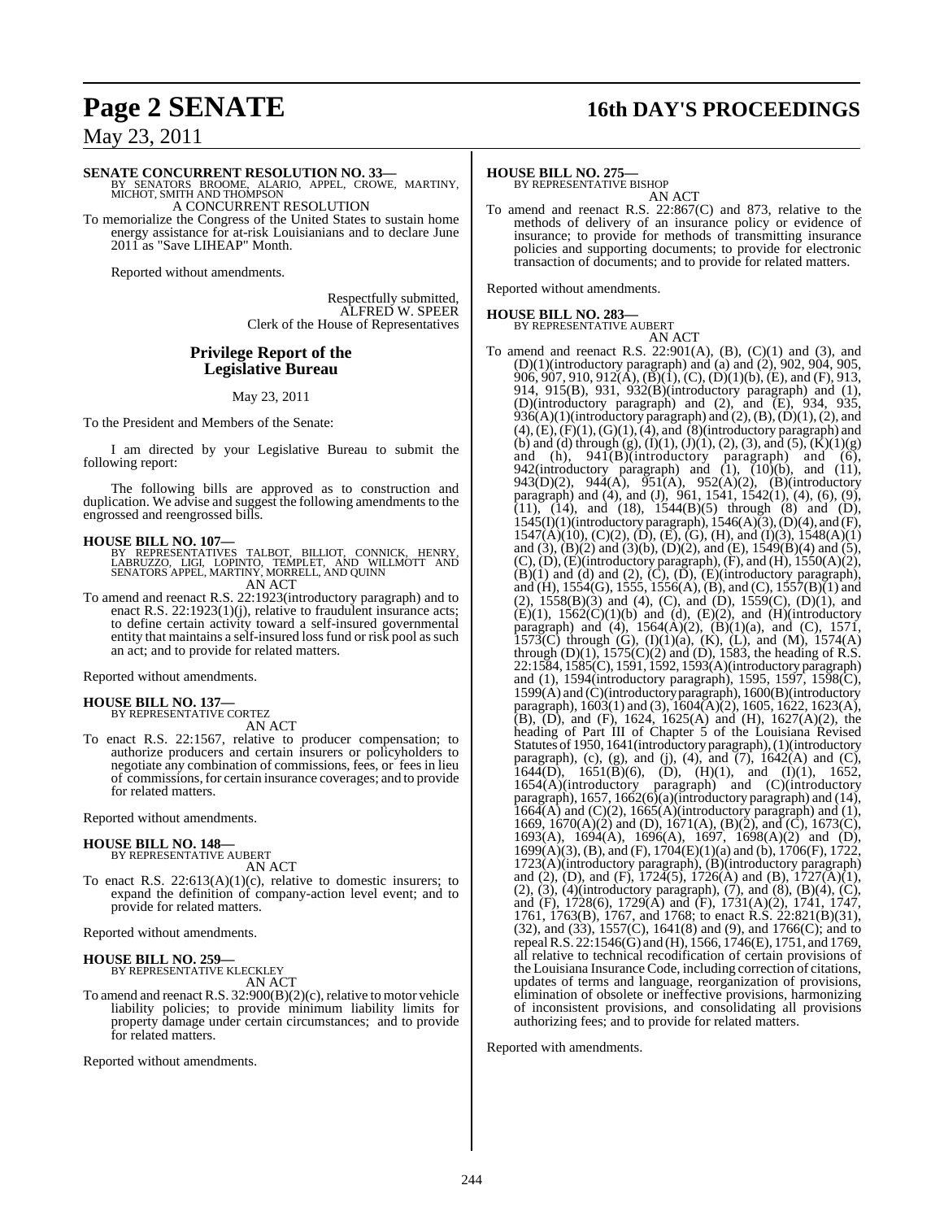**SENATE CONCURRENT RESOLUTION NO. 33—**
BY SENATORS BROOME, ALARIO, APPEL, CROWE, MARTINY, MICHOT, SMITH AND THOMPSON

A CONCURRENT RESOLUTION

To memorialize the Congress of the United States to sustain home energy assistance for at-risk Louisianians and to declare June 2011 as "Save LIHEAP" Month.

Reported without amendments.

Respectfully submitted,
ALFRED W. SPEER
Clerk of the House of Representatives

## Privilege Report of the Legislative Bureau

May 23, 2011

To the President and Members of the Senate:

I am directed by your Legislative Bureau to submit the following report:

The following bills are approved as to construction and duplication. We advise and suggest the following amendments to the engrossed and reengrossed bills.

**HOUSE BILL NO. 107—**
BY REPRESENTATIVES TALBOT, BILLIOT, CONNICK, HENRY, LABRUZZO, LIGI, LOPINTO, TEMPLET, AND WILLMOTT AND SENATORS APPEL, MARTINY, MORRELL, AND QUINN

AN ACT

To amend and reenact R.S. 22:1923(introductory paragraph) and to enact R.S. 22:1923(1)(j), relative to fraudulent insurance acts; to define certain activity toward a self-insured governmental entity that maintains a self-insured loss fund or risk pool as such an act; and to provide for related matters.

Reported without amendments.

**HOUSE BILL NO. 137—**
BY REPRESENTATIVE CORTEZ

AN ACT

To enact R.S. 22:1567, relative to producer compensation; to authorize producers and certain insurers or policyholders to negotiate any combination of commissions, fees, or fees in lieu of commissions, for certain insurance coverages; and to provide for related matters.

Reported without amendments.

**HOUSE BILL NO. 148—**
BY REPRESENTATIVE AUBERT

AN ACT

To enact R.S. 22:613(A)(1)(c), relative to domestic insurers; to expand the definition of company-action level event; and to provide for related matters.

Reported without amendments.

**HOUSE BILL NO. 259—**
BY REPRESENTATIVE KLECKLEY

AN ACT

To amend and reenact R.S. 32:900(B)(2)(c), relative to motor vehicle liability policies; to provide minimum liability limits for property damage under certain circumstances; and to provide for related matters.

Reported without amendments.

**HOUSE BILL NO. 275—**
BY REPRESENTATIVE BISHOP

AN ACT

To amend and reenact R.S. 22:867(C) and 873, relative to the methods of delivery of an insurance policy or evidence of insurance; to provide for methods of transmitting insurance policies and supporting documents; to provide for electronic transaction of documents; and to provide for related matters.

Reported without amendments.

**HOUSE BILL NO. 283—**
BY REPRESENTATIVE AUBERT

AN ACT

To amend and reenact R.S. 22:901(A), (B), (C)(1) and (3), and (D)(1)(introductory paragraph) and (a) and (2), 902, 904, 905, 906, 907, 910, 912(A), (B)(1), (C), (D)(1)(b), (E), and (F), 913, 914, 915(B), 931, 932(B)(introductory paragraph) and (1), (D)(introductory paragraph) and (2), and (E), 934, 935, 936(A)(1)(introductory paragraph) and (2), (B), (D)(1), (2), and (4), (E), (F)(1), (G)(1), (4), and (8)(introductory paragraph) and (b) and (d) through (g), (I)(1), (J)(1), (2), (3), and (5), (K)(1)(g) and (h), 941(B)(introductory paragraph) and (6), 942(introductory paragraph) and (1), (10)(b), and (11), 943(D)(2), 944(A), 951(A), 952(A)(2), (B)(introductory paragraph) and (4), and (J), 961, 1541, 1542(1), (4), (6), (9), (11), (14), and (18), 1544(B)(5) through (8) and (D), 1545(I)(1)(introductory paragraph), 1546(A)(3), (D)(4), and (F), 1547(A)(10), (C)(2), (D), (E), (G), (H), and (I)(3), 1548(A)(1) and (3), (B)(2) and (3)(b), (D)(2), and (E), 1549(B)(4) and (5), (C), (D), (E)(introductory paragraph), (F), and (H), 1550(A)(2), (B)(1) and (d) and (2), (C), (D), (E)(introductory paragraph), and (H), 1554(G), 1555, 1556(A), (B), and (C), 1557(B)(1) and (2), 1558(B)(3) and (4), (C), and (D), 1559(C), (D)(1), and (E)(1), 1562(C)(1)(b) and (d), (E)(2), and (H)(introductory paragraph) and (4), 1564(A)(2), (B)(1)(a), and (C), 1571, 1573(C) through (G), (I)(1)(a), (K), (L), and (M), 1574(A) through (D)(1), 1575(C)(2) and (D), 1583, the heading of R.S. 22:1584, 1585(C), 1591, 1592, 1593(A)(introductory paragraph) and (1), 1594(introductory paragraph), 1595, 1597, 1598(C), 1599(A) and (C)(introductory paragraph), 1600(B)(introductory paragraph), 1603(1) and (3), 1604(A)(2), 1605, 1622, 1623(A), (B), (D), and (F), 1624, 1625(A) and (H), 1627(A)(2), the heading of Part III of Chapter 5 of the Louisiana Revised Statutes of 1950, 1641(introductory paragraph), (1)(introductory paragraph), (c), (g), and (j), (4), and (7), 1642(A) and (C), 1644(D), 1651(B)(6), (D), (H)(1), and (I)(1), 1652, 1654(A)(introductory paragraph) and (C)(introductory paragraph), 1657, 1662(6)(a)(introductory paragraph) and (14), 1664(A) and (C)(2), 1665(A)(introductory paragraph) and (1), 1669, 1670(A)(2) and (D), 1671(A), (B)(2), and (C), 1673(C), 1693(A), 1694(A), 1696(A), 1697, 1698(A)(2) and (D), 1699(A)(3), (B), and (F), 1704(E)(1)(a) and (b), 1706(F), 1722, 1723(A)(introductory paragraph), (B)(introductory paragraph) and (2), (D), and (F), 1724(5), 1726(A) and (B), 1727(A)(1), (2), (3), (4)(introductory paragraph), (7), and (8), (B)(4), (C), and (F), 1728(6), 1729(A) and (F), 1731(A)(2), 1741, 1747, 1761, 1763(B), 1767, and 1768; to enact R.S. 22:821(B)(31), (32), and (33), 1557(C), 1641(8) and (9), and 1766(C); and to repeal R.S. 22:1546(G) and (H), 1566, 1746(E), 1751, and 1769, all relative to technical recodification of certain provisions of the Louisiana Insurance Code, including correction of citations, updates of terms and language, reorganization of provisions, elimination of obsolete or ineffective provisions, harmonizing of inconsistent provisions, and consolidating all provisions authorizing fees; and to provide for related matters.

Reported with amendments.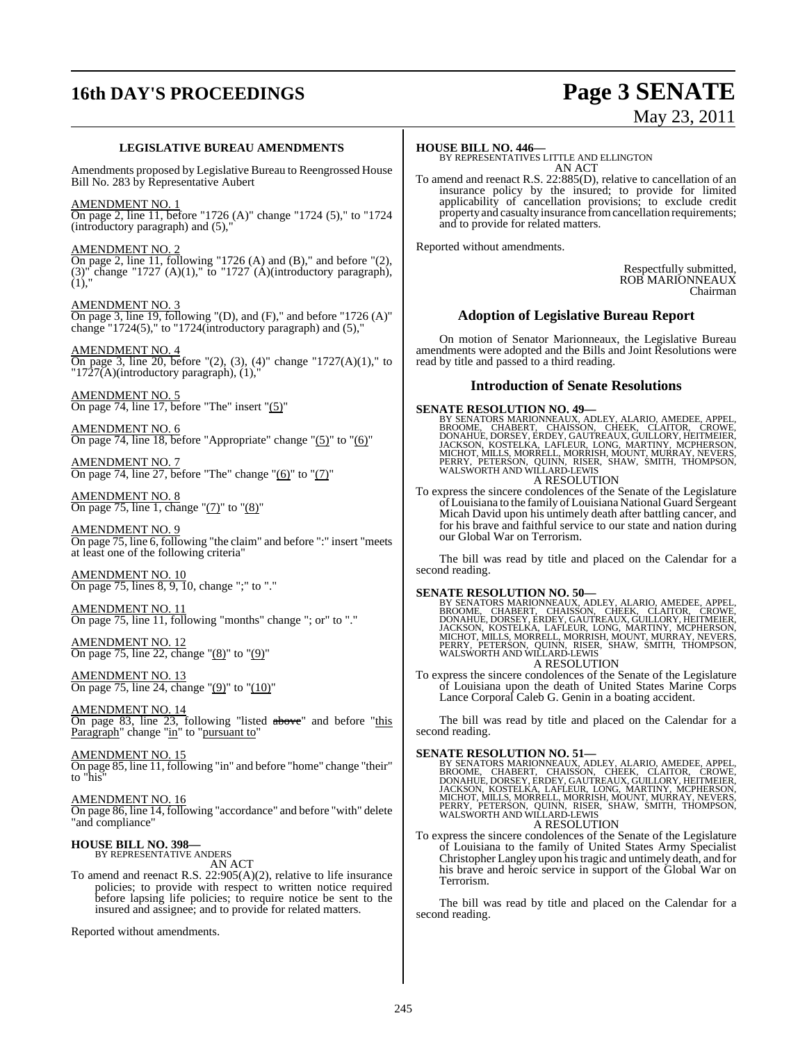**LEGISLATIVE BUREAU AMENDMENTS**

Amendments proposed by Legislative Bureau to Reengrossed House Bill No. 283 by Representative Aubert

AMENDMENT NO. 1
On page 2, line 11, before "1726 (A)" change "1724 (5)," to "1724 (introductory paragraph) and (5),"

AMENDMENT NO. 2
On page 2, line 11, following "1726 (A) and (B)," and before "(2), (3)" change "1727 (A)(1)," to "1727 (A)(introductory paragraph), (1),"

AMENDMENT NO. 3
On page 3, line 19, following "(D), and (F)," and before "1726 (A)" change "1724(5)," to "1724(introductory paragraph) and (5),"

AMENDMENT NO. 4
On page 3, line 20, before "(2), (3), (4)" change "1727(A)(1)," to "1727(A)(introductory paragraph), (1),"

AMENDMENT NO. 5
On page 74, line 17, before "The" insert "(5)"

AMENDMENT NO. 6
On page 74, line 18, before "Appropriate" change "(5)" to "(6)"

AMENDMENT NO. 7
On page 74, line 27, before "The" change "(6)" to "(7)"

AMENDMENT NO. 8
On page 75, line 1, change "(7)" to "(8)"

AMENDMENT NO. 9
On page 75, line 6, following "the claim" and before ":" insert "meets at least one of the following criteria"

AMENDMENT NO. 10
On page 75, lines 8, 9, 10, change ";" to "."

AMENDMENT NO. 11
On page 75, line 11, following "months" change "; or" to "."

AMENDMENT NO. 12
On page 75, line 22, change "(8)" to "(9)"

AMENDMENT NO. 13
On page 75, line 24, change "(9)" to "(10)"

AMENDMENT NO. 14
On page 83, line 23, following "listed ~~above~~" and before "this Paragraph" change "in" to "pursuant to"

AMENDMENT NO. 15
On page 85, line 11, following "in" and before "home" change "their" to "his"

AMENDMENT NO. 16
On page 86, line 14, following "accordance" and before "with" delete "and compliance"

**HOUSE BILL NO. 398—**
BY REPRESENTATIVE ANDERS

AN ACT

To amend and reenact R.S. 22:905(A)(2), relative to life insurance policies; to provide with respect to written notice required before lapsing life policies; to require notice be sent to the insured and assignee; and to provide for related matters.

Reported without amendments.

**HOUSE BILL NO. 446—**
BY REPRESENTATIVES LITTLE AND ELLINGTON

AN ACT

To amend and reenact R.S. 22:885(D), relative to cancellation of an insurance policy by the insured; to provide for limited applicability of cancellation provisions; to exclude credit property and casualty insurance from cancellation requirements; and to provide for related matters.

Reported without amendments.

Respectfully submitted,
ROB MARIONNEAUX
Chairman

## Adoption of Legislative Bureau Report

On motion of Senator Marionneaux, the Legislative Bureau amendments were adopted and the Bills and Joint Resolutions were read by title and passed to a third reading.

## Introduction of Senate Resolutions

**SENATE RESOLUTION NO. 49—**
BY SENATORS MARIONNEAUX, ADLEY, ALARIO, AMEDEE, APPEL, BROOME, CHABERT, CHAISSON, CHEEK, CLAITOR, CROWE, DONAHUE, DORSEY, ERDEY, GAUTREAUX, GUILLORY, HEITMEIER, JACKSON, KOSTELKA, LAFLEUR, LONG, MARTINY, MCPHERSON, MICHOT, MILLS, MORRELL, MORRISH, MOUNT, MURRAY, NEVERS, PERRY, PETERSON, QUINN, RISER, SHAW, SMITH, THOMPSON, WALSWORTH AND WILLARD-LEWIS

A RESOLUTION

To express the sincere condolences of the Senate of the Legislature of Louisiana to the family of Louisiana National Guard Sergeant Micah David upon his untimely death after battling cancer, and for his brave and faithful service to our state and nation during our Global War on Terrorism.

The bill was read by title and placed on the Calendar for a second reading.

**SENATE RESOLUTION NO. 50—**
BY SENATORS MARIONNEAUX, ADLEY, ALARIO, AMEDEE, APPEL, BROOME, CHABERT, CHAISSON, CHEEK, CLAITOR, CROWE, DONAHUE, DORSEY, ERDEY, GAUTREAUX, GUILLORY, HEITMEIER, JACKSON, KOSTELKA, LAFLEUR, LONG, MARTINY, MCPHERSON, MICHOT, MILLS, MORRELL, MORRISH, MOUNT, MURRAY, NEVERS, PERRY, PETERSON, QUINN, RISER, SHAW, SMITH, THOMPSON, WALSWORTH AND WILLARD-LEWIS

A RESOLUTION

To express the sincere condolences of the Senate of the Legislature of Louisiana upon the death of United States Marine Corps Lance Corporal Caleb G. Genin in a boating accident.

The bill was read by title and placed on the Calendar for a second reading.

**SENATE RESOLUTION NO. 51—**
BY SENATORS MARIONNEAUX, ADLEY, ALARIO, AMEDEE, APPEL, BROOME, CHABERT, CHAISSON, CHEEK, CLAITOR, CROWE, DONAHUE, DORSEY, ERDEY, GAUTREAUX, GUILLORY, HEITMEIER, JACKSON, KOSTELKA, LAFLEUR, LONG, MARTINY, MCPHERSON, MICHOT, MILLS, MORRELL, MORRISH, MOUNT, MURRAY, NEVERS, PERRY, PETERSON, QUINN, RISER, SHAW, SMITH, THOMPSON, WALSWORTH AND WILLARD-LEWIS

A RESOLUTION

To express the sincere condolences of the Senate of the Legislature of Louisiana to the family of United States Army Specialist Christopher Langley upon his tragic and untimely death, and for his brave and heroic service in support of the Global War on Terrorism.

The bill was read by title and placed on the Calendar for a second reading.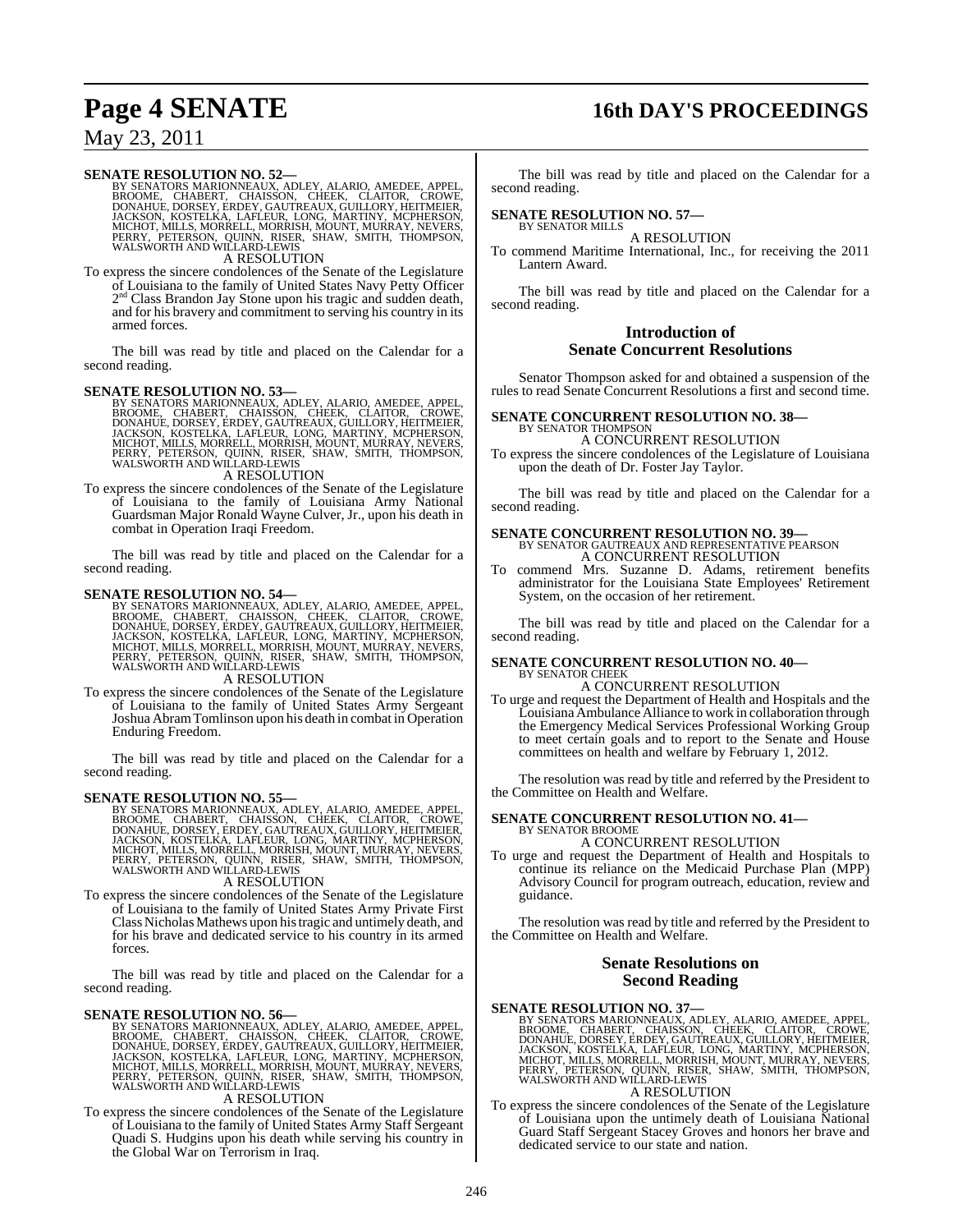**SENATE RESOLUTION NO. 52—**

BY SENATORS MARIONNEAUX, ADLEY, ALARIO, AMEDEE, APPEL, BROOME, CHABERT, CHAISSON, CHEEK, CLAITOR, CROWE, DONAHUE, DORSEY, ERDEY, GAUTREAUX, GUILLORY, HEITMEIER, JACKSON, KOSTELKA, LAFLEUR, LONG, MARTINY, MCPHERSON, MICHOT, MILLS, MORRELL, MORRISH, MOUNT, MURRAY, NEVERS, PERRY, PETERSON, QUINN, RISER, SHAW, SMITH, THOMPSON, WALSWORTH AND WILLARD-LEWIS

A RESOLUTION

To express the sincere condolences of the Senate of the Legislature of Louisiana to the family of United States Navy Petty Officer 2nd Class Brandon Jay Stone upon his tragic and sudden death, and for his bravery and commitment to serving his country in its armed forces.

The bill was read by title and placed on the Calendar for a second reading.

**SENATE RESOLUTION NO. 53—**

BY SENATORS MARIONNEAUX, ADLEY, ALARIO, AMEDEE, APPEL, BROOME, CHABERT, CHAISSON, CHEEK, CLAITOR, CROWE, DONAHUE, DORSEY, ERDEY, GAUTREAUX, GUILLORY, HEITMEIER, JACKSON, KOSTELKA, LAFLEUR, LONG, MARTINY, MCPHERSON, MICHOT, MILLS, MORRELL, MORRISH, MOUNT, MURRAY, NEVERS, PERRY, PETERSON, QUINN, RISER, SHAW, SMITH, THOMPSON, WALSWORTH AND WILLARD-LEWIS

A RESOLUTION

To express the sincere condolences of the Senate of the Legislature of Louisiana to the family of Louisiana Army National Guardsman Major Ronald Wayne Culver, Jr., upon his death in combat in Operation Iraqi Freedom.

The bill was read by title and placed on the Calendar for a second reading.

**SENATE RESOLUTION NO. 54—**

BY SENATORS MARIONNEAUX, ADLEY, ALARIO, AMEDEE, APPEL, BROOME, CHABERT, CHAISSON, CHEEK, CLAITOR, CROWE, DONAHUE, DORSEY, ERDEY, GAUTREAUX, GUILLORY, HEITMEIER, JACKSON, KOSTELKA, LAFLEUR, LONG, MARTINY, MCPHERSON, MICHOT, MILLS, MORRELL, MORRISH, MOUNT, MURRAY, NEVERS, PERRY, PETERSON, QUINN, RISER, SHAW, SMITH, THOMPSON, WALSWORTH AND WILLARD-LEWIS

A RESOLUTION

To express the sincere condolences of the Senate of the Legislature of Louisiana to the family of United States Army Sergeant Joshua Abram Tomlinson upon his death in combat in Operation Enduring Freedom.

The bill was read by title and placed on the Calendar for a second reading.

**SENATE RESOLUTION NO. 55—**

BY SENATORS MARIONNEAUX, ADLEY, ALARIO, AMEDEE, APPEL, BROOME, CHABERT, CHAISSON, CHEEK, CLAITOR, CROWE, DONAHUE, DORSEY, ERDEY, GAUTREAUX, GUILLORY, HEITMEIER, JACKSON, KOSTELKA, LAFLEUR, LONG, MARTINY, MCPHERSON, MICHOT, MILLS, MORRELL, MORRISH, MOUNT, MURRAY, NEVERS, PERRY, PETERSON, QUINN, RISER, SHAW, SMITH, THOMPSON, WALSWORTH AND WILLARD-LEWIS

A RESOLUTION

To express the sincere condolences of the Senate of the Legislature of Louisiana to the family of United States Army Private First Class Nicholas Mathews upon his tragic and untimely death, and for his brave and dedicated service to his country in its armed forces.

The bill was read by title and placed on the Calendar for a second reading.

**SENATE RESOLUTION NO. 56—**

BY SENATORS MARIONNEAUX, ADLEY, ALARIO, AMEDEE, APPEL, BROOME, CHABERT, CHAISSON, CHEEK, CLAITOR, CROWE, DONAHUE, DORSEY, ERDEY, GAUTREAUX, GUILLORY, HEITMEIER, JACKSON, KOSTELKA, LAFLEUR, LONG, MARTINY, MCPHERSON, MICHOT, MILLS, MORRELL, MORRISH, MOUNT, MURRAY, NEVERS, PERRY, PETERSON, QUINN, RISER, SHAW, SMITH, THOMPSON, WALSWORTH AND WILLARD-LEWIS

A RESOLUTION

To express the sincere condolences of the Senate of the Legislature of Louisiana to the family of United States Army Staff Sergeant Quadi S. Hudgins upon his death while serving his country in the Global War on Terrorism in Iraq.

The bill was read by title and placed on the Calendar for a second reading.

**SENATE RESOLUTION NO. 57—**

BY SENATOR MILLS

A RESOLUTION

To commend Maritime International, Inc., for receiving the 2011 Lantern Award.

The bill was read by title and placed on the Calendar for a second reading.

## Introduction of Senate Concurrent Resolutions

Senator Thompson asked for and obtained a suspension of the rules to read Senate Concurrent Resolutions a first and second time.

**SENATE CONCURRENT RESOLUTION NO. 38—**

BY SENATOR THOMPSON

A CONCURRENT RESOLUTION

To express the sincere condolences of the Legislature of Louisiana upon the death of Dr. Foster Jay Taylor.

The bill was read by title and placed on the Calendar for a second reading.

**SENATE CONCURRENT RESOLUTION NO. 39—**

BY SENATOR GAUTREAUX AND REPRESENTATIVE PEARSON

A CONCURRENT RESOLUTION

To commend Mrs. Suzanne D. Adams, retirement benefits administrator for the Louisiana State Employees' Retirement System, on the occasion of her retirement.

The bill was read by title and placed on the Calendar for a second reading.

**SENATE CONCURRENT RESOLUTION NO. 40—**

BY SENATOR CHEEK

A CONCURRENT RESOLUTION

To urge and request the Department of Health and Hospitals and the Louisiana Ambulance Alliance to work in collaboration through the Emergency Medical Services Professional Working Group to meet certain goals and to report to the Senate and House committees on health and welfare by February 1, 2012.

The resolution was read by title and referred by the President to the Committee on Health and Welfare.

**SENATE CONCURRENT RESOLUTION NO. 41—**

BY SENATOR BROOME

A CONCURRENT RESOLUTION

To urge and request the Department of Health and Hospitals to continue its reliance on the Medicaid Purchase Plan (MPP) Advisory Council for program outreach, education, review and guidance.

The resolution was read by title and referred by the President to the Committee on Health and Welfare.

## Senate Resolutions on Second Reading

**SENATE RESOLUTION NO. 37—**

BY SENATORS MARIONNEAUX, ADLEY, ALARIO, AMEDEE, APPEL, BROOME, CHABERT, CHAISSON, CHEEK, CLAITOR, CROWE, DONAHUE, DORSEY, ERDEY, GAUTREAUX, GUILLORY, HEITMEIER, JACKSON, KOSTELKA, LAFLEUR, LONG, MARTINY, MCPHERSON, MICHOT, MILLS, MORRELL, MORRISH, MOUNT, MURRAY, NEVERS, PERRY, PETERSON, QUINN, RISER, SHAW, SMITH, THOMPSON, WALSWORTH AND WILLARD-LEWIS

A RESOLUTION

To express the sincere condolences of the Senate of the Legislature of Louisiana upon the untimely death of Louisiana National Guard Staff Sergeant Stacey Groves and honors her brave and dedicated service to our state and nation.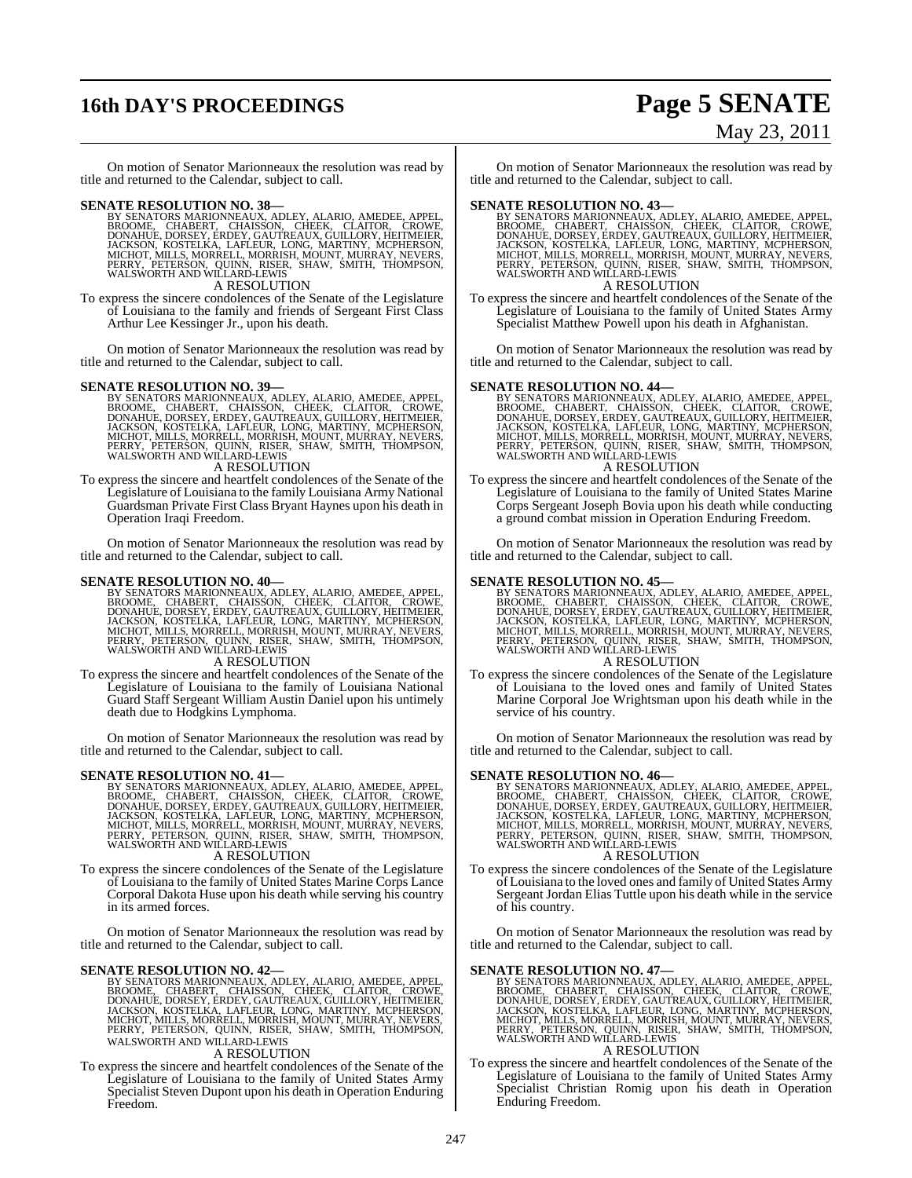On motion of Senator Marionneaux the resolution was read by title and returned to the Calendar, subject to call.

**SENATE RESOLUTION NO. 38—**

BY SENATORS MARIONNEAUX, ADLEY, ALARIO, AMEDEE, APPEL, BROOME, CHABERT, CHAISSON, CHEEK, CLAITOR, CROWE, DONAHUE, DORSEY, ERDEY, GAUTREAUX, GUILLORY, HEITMEIER, JACKSON, KOSTELKA, LAFLEUR, LONG, MARTINY, MCPHERSON, MICHOT, MILLS, MORRELL, MORRISH, MOUNT, MURRAY, NEVERS, PERRY, PETERSON, QUINN, RISER, SHAW, SMITH, THOMPSON, WALSWORTH AND WILLARD-LEWIS

A RESOLUTION

To express the sincere condolences of the Senate of the Legislature of Louisiana to the family and friends of Sergeant First Class Arthur Lee Kessinger Jr., upon his death.

On motion of Senator Marionneaux the resolution was read by title and returned to the Calendar, subject to call.

**SENATE RESOLUTION NO. 39—**

BY SENATORS MARIONNEAUX, ADLEY, ALARIO, AMEDEE, APPEL, BROOME, CHABERT, CHAISSON, CHEEK, CLAITOR, CROWE, DONAHUE, DORSEY, ERDEY, GAUTREAUX, GUILLORY, HEITMEIER, JACKSON, KOSTELKA, LAFLEUR, LONG, MARTINY, MCPHERSON, MICHOT, MILLS, MORRELL, MORRISH, MOUNT, MURRAY, NEVERS, PERRY, PETERSON, QUINN, RISER, SHAW, SMITH, THOMPSON, WALSWORTH AND WILLARD-LEWIS

A RESOLUTION

To express the sincere and heartfelt condolences of the Senate of the Legislature of Louisiana to the family Louisiana Army National Guardsman Private First Class Bryant Haynes upon his death in Operation Iraqi Freedom.

On motion of Senator Marionneaux the resolution was read by title and returned to the Calendar, subject to call.

**SENATE RESOLUTION NO. 40—**

BY SENATORS MARIONNEAUX, ADLEY, ALARIO, AMEDEE, APPEL, BROOME, CHABERT, CHAISSON, CHEEK, CLAITOR, CROWE, DONAHUE, DORSEY, ERDEY, GAUTREAUX, GUILLORY, HEITMEIER, JACKSON, KOSTELKA, LAFLEUR, LONG, MARTINY, MCPHERSON, MICHOT, MILLS, MORRELL, MORRISH, MOUNT, MURRAY, NEVERS, PERRY, PETERSON, QUINN, RISER, SHAW, SMITH, THOMPSON, WALSWORTH AND WILLARD-LEWIS

A RESOLUTION

To express the sincere and heartfelt condolences of the Senate of the Legislature of Louisiana to the family of Louisiana National Guard Staff Sergeant William Austin Daniel upon his untimely death due to Hodgkins Lymphoma.

On motion of Senator Marionneaux the resolution was read by title and returned to the Calendar, subject to call.

**SENATE RESOLUTION NO. 41—**

BY SENATORS MARIONNEAUX, ADLEY, ALARIO, AMEDEE, APPEL, BROOME, CHABERT, CHAISSON, CHEEK, CLAITOR, CROWE, DONAHUE, DORSEY, ERDEY, GAUTREAUX, GUILLORY, HEITMEIER, JACKSON, KOSTELKA, LAFLEUR, LONG, MARTINY, MCPHERSON, MICHOT, MILLS, MORRELL, MORRISH, MOUNT, MURRAY, NEVERS, PERRY, PETERSON, QUINN, RISER, SHAW, SMITH, THOMPSON, WALSWORTH AND WILLARD-LEWIS

A RESOLUTION

To express the sincere condolences of the Senate of the Legislature of Louisiana to the family of United States Marine Corps Lance Corporal Dakota Huse upon his death while serving his country in its armed forces.

On motion of Senator Marionneaux the resolution was read by title and returned to the Calendar, subject to call.

**SENATE RESOLUTION NO. 42—**

BY SENATORS MARIONNEAUX, ADLEY, ALARIO, AMEDEE, APPEL, BROOME, CHABERT, CHAISSON, CHEEK, CLAITOR, CROWE, DONAHUE, DORSEY, ERDEY, GAUTREAUX, GUILLORY, HEITMEIER, JACKSON, KOSTELKA, LAFLEUR, LONG, MARTINY, MCPHERSON, MICHOT, MILLS, MORRELL, MORRISH, MOUNT, MURRAY, NEVERS, PERRY, PETERSON, QUINN, RISER, SHAW, SMITH, THOMPSON, WALSWORTH AND WILLARD-LEWIS

A RESOLUTION

To express the sincere and heartfelt condolences of the Senate of the Legislature of Louisiana to the family of United States Army Specialist Steven Dupont upon his death in Operation Enduring Freedom.

On motion of Senator Marionneaux the resolution was read by title and returned to the Calendar, subject to call.

**SENATE RESOLUTION NO. 43—**

BY SENATORS MARIONNEAUX, ADLEY, ALARIO, AMEDEE, APPEL, BROOME, CHABERT, CHAISSON, CHEEK, CLAITOR, CROWE, DONAHUE, DORSEY, ERDEY, GAUTREAUX, GUILLORY, HEITMEIER, JACKSON, KOSTELKA, LAFLEUR, LONG, MARTINY, MCPHERSON, MICHOT, MILLS, MORRELL, MORRISH, MOUNT, MURRAY, NEVERS, PERRY, PETERSON, QUINN, RISER, SHAW, SMITH, THOMPSON, WALSWORTH AND WILLARD-LEWIS

A RESOLUTION

To express the sincere and heartfelt condolences of the Senate of the Legislature of Louisiana to the family of United States Army Specialist Matthew Powell upon his death in Afghanistan.

On motion of Senator Marionneaux the resolution was read by title and returned to the Calendar, subject to call.

**SENATE RESOLUTION NO. 44—**

BY SENATORS MARIONNEAUX, ADLEY, ALARIO, AMEDEE, APPEL, BROOME, CHABERT, CHAISSON, CHEEK, CLAITOR, CROWE, DONAHUE, DORSEY, ERDEY, GAUTREAUX, GUILLORY, HEITMEIER, JACKSON, KOSTELKA, LAFLEUR, LONG, MARTINY, MCPHERSON, MICHOT, MILLS, MORRELL, MORRISH, MOUNT, MURRAY, NEVERS, PERRY, PETERSON, QUINN, RISER, SHAW, SMITH, THOMPSON, WALSWORTH AND WILLARD-LEWIS

A RESOLUTION

To express the sincere and heartfelt condolences of the Senate of the Legislature of Louisiana to the family of United States Marine Corps Sergeant Joseph Bovia upon his death while conducting a ground combat mission in Operation Enduring Freedom.

On motion of Senator Marionneaux the resolution was read by title and returned to the Calendar, subject to call.

**SENATE RESOLUTION NO. 45—**

BY SENATORS MARIONNEAUX, ADLEY, ALARIO, AMEDEE, APPEL, BROOME, CHABERT, CHAISSON, CHEEK, CLAITOR, CROWE, DONAHUE, DORSEY, ERDEY, GAUTREAUX, GUILLORY, HEITMEIER, JACKSON, KOSTELKA, LAFLEUR, LONG, MARTINY, MCPHERSON, MICHOT, MILLS, MORRELL, MORRISH, MOUNT, MURRAY, NEVERS, PERRY, PETERSON, QUINN, RISER, SHAW, SMITH, THOMPSON, WALSWORTH AND WILLARD-LEWIS

A RESOLUTION

To express the sincere condolences of the Senate of the Legislature of Louisiana to the loved ones and family of United States Marine Corporal Joe Wrightsman upon his death while in the service of his country.

On motion of Senator Marionneaux the resolution was read by title and returned to the Calendar, subject to call.

**SENATE RESOLUTION NO. 46—**

BY SENATORS MARIONNEAUX, ADLEY, ALARIO, AMEDEE, APPEL, BROOME, CHABERT, CHAISSON, CHEEK, CLAITOR, CROWE, DONAHUE, DORSEY, ERDEY, GAUTREAUX, GUILLORY, HEITMEIER, JACKSON, KOSTELKA, LAFLEUR, LONG, MARTINY, MCPHERSON, MICHOT, MILLS, MORRELL, MORRISH, MOUNT, MURRAY, NEVERS, PERRY, PETERSON, QUINN, RISER, SHAW, SMITH, THOMPSON, WALSWORTH AND WILLARD-LEWIS

A RESOLUTION

To express the sincere condolences of the Senate of the Legislature of Louisiana to the loved ones and family of United States Army Sergeant Jordan Elias Tuttle upon his death while in the service of his country.

On motion of Senator Marionneaux the resolution was read by title and returned to the Calendar, subject to call.

**SENATE RESOLUTION NO. 47—**

BY SENATORS MARIONNEAUX, ADLEY, ALARIO, AMEDEE, APPEL, BROOME, CHABERT, CHAISSON, CHEEK, CLAITOR, CROWE, DONAHUE, DORSEY, ERDEY, GAUTREAUX, GUILLORY, HEITMEIER, JACKSON, KOSTELKA, LAFLEUR, LONG, MARTINY, MCPHERSON, MICHOT, MILLS, MORRELL, MORRISH, MOUNT, MURRAY, NEVERS, PERRY, PETERSON, QUINN, RISER, SHAW, SMITH, THOMPSON, WALSWORTH AND WILLARD-LEWIS

A RESOLUTION

To express the sincere and heartfelt condolences of the Senate of the Legislature of Louisiana to the family of United States Army Specialist Christian Romig upon his death in Operation Enduring Freedom.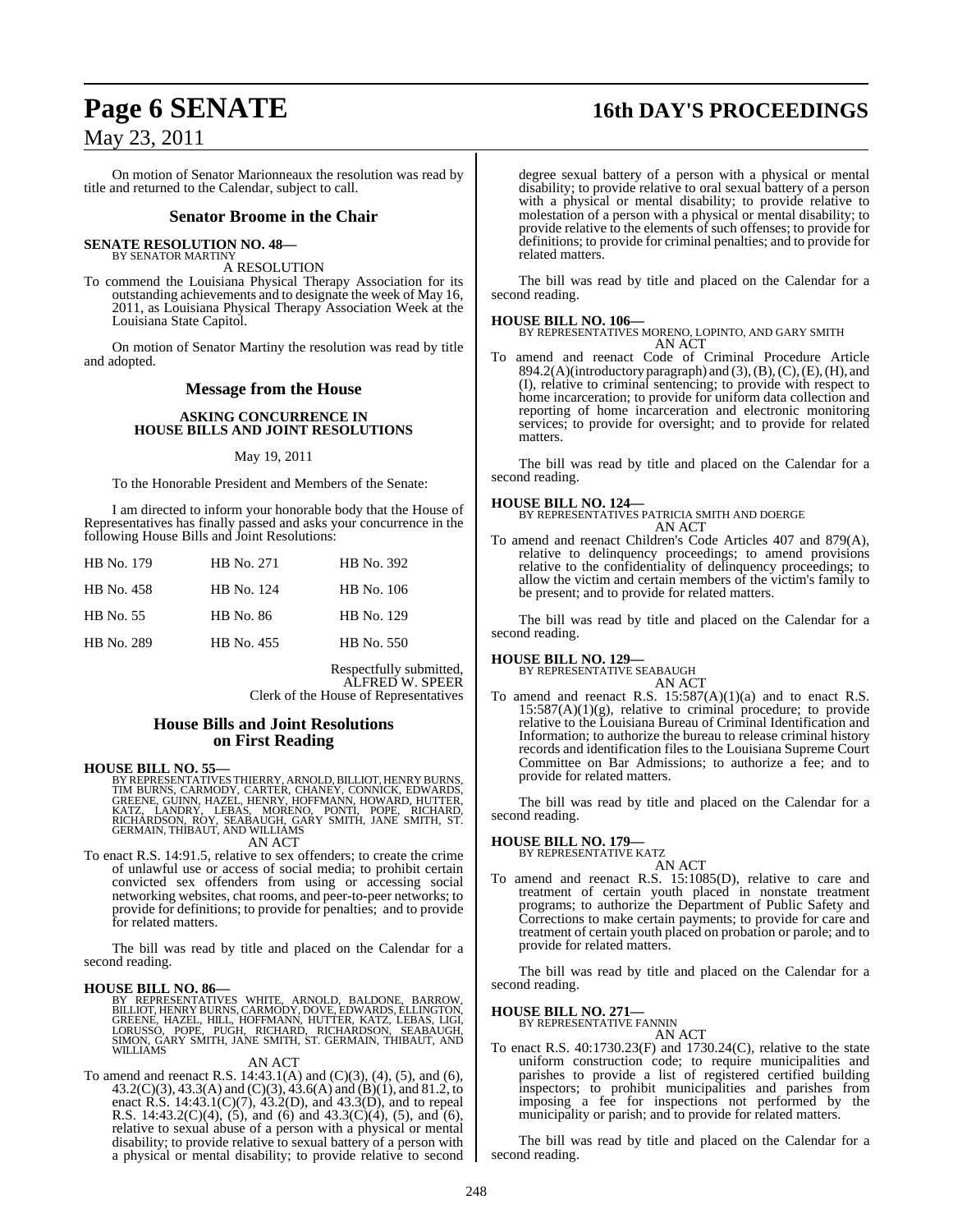On motion of Senator Marionneaux the resolution was read by title and returned to the Calendar, subject to call.

## Senator Broome in the Chair

**SENATE RESOLUTION NO. 48—**
BY SENATOR MARTINY

A RESOLUTION

To commend the Louisiana Physical Therapy Association for its outstanding achievements and to designate the week of May 16, 2011, as Louisiana Physical Therapy Association Week at the Louisiana State Capitol.

On motion of Senator Martiny the resolution was read by title and adopted.

## Message from the House

**ASKING CONCURRENCE IN HOUSE BILLS AND JOINT RESOLUTIONS**

May 19, 2011

To the Honorable President and Members of the Senate:

I am directed to inform your honorable body that the House of Representatives has finally passed and asks your concurrence in the following House Bills and Joint Resolutions:

| | | |
|---|---|---|
| HB No. 179 | HB No. 271 | HB No. 392 |
| HB No. 458 | HB No. 124 | HB No. 106 |
| HB No. 55 | HB No. 86 | HB No. 129 |
| HB No. 289 | HB No. 455 | HB No. 550 |

Respectfully submitted,
ALFRED W. SPEER
Clerk of the House of Representatives

## House Bills and Joint Resolutions on First Reading

**HOUSE BILL NO. 55—**
BY REPRESENTATIVES THIERRY, ARNOLD, BILLIOT, HENRY BURNS, TIM BURNS, CARMODY, CARTER, CHANEY, CONNICK, EDWARDS, GREENE, GUINN, HAZEL, HENRY, HOFFMANN, HOWARD, HUTTER, KATZ, LANDRY, LEBAS, MORENO, PONTI, POPE, RICHARD, RICHARDSON, ROY, SEABAUGH, GARY SMITH, JANE SMITH, ST. GERMAIN, THIBAUT, AND WILLIAMS

AN ACT

To enact R.S. 14:91.5, relative to sex offenders; to create the crime of unlawful use or access of social media; to prohibit certain convicted sex offenders from using or accessing social networking websites, chat rooms, and peer-to-peer networks; to provide for definitions; to provide for penalties; and to provide for related matters.

The bill was read by title and placed on the Calendar for a second reading.

**HOUSE BILL NO. 86—**
BY REPRESENTATIVES WHITE, ARNOLD, BALDONE, BARROW, BILLIOT, HENRY BURNS, CARMODY, DOVE, EDWARDS, ELLINGTON, GREENE, HAZEL, HILL, HOFFMANN, HUTTER, KATZ, LEBAS, LIGI, LORUSSO, POPE, PUGH, RICHARD, RICHARDSON, SEABAUGH, SIMON, GARY SMITH, JANE SMITH, ST. GERMAIN, THIBAUT, AND WILLIAMS

AN ACT

To amend and reenact R.S. 14:43.1(A) and (C)(3), (4), (5), and (6), 43.2(C)(3), 43.3(A) and (C)(3), 43.6(A) and (B)(1), and 81.2, to enact R.S. 14:43.1(C)(7), 43.2(D), and 43.3(D), and to repeal R.S. 14:43.2(C)(4), (5), and (6) and 43.3(C)(4), (5), and (6), relative to sexual abuse of a person with a physical or mental disability; to provide relative to sexual battery of a person with a physical or mental disability; to provide relative to second degree sexual battery of a person with a physical or mental disability; to provide relative to oral sexual battery of a person with a physical or mental disability; to provide relative to molestation of a person with a physical or mental disability; to provide relative to the elements of such offenses; to provide for definitions; to provide for criminal penalties; and to provide for related matters.

The bill was read by title and placed on the Calendar for a second reading.

**HOUSE BILL NO. 106—**
BY REPRESENTATIVES MORENO, LOPINTO, AND GARY SMITH

AN ACT

To amend and reenact Code of Criminal Procedure Article 894.2(A)(introductory paragraph) and (3), (B), (C), (E), (H), and (I), relative to criminal sentencing; to provide with respect to home incarceration; to provide for uniform data collection and reporting of home incarceration and electronic monitoring services; to provide for oversight; and to provide for related matters.

The bill was read by title and placed on the Calendar for a second reading.

**HOUSE BILL NO. 124—**
BY REPRESENTATIVES PATRICIA SMITH AND DOERGE

AN ACT

To amend and reenact Children's Code Articles 407 and 879(A), relative to delinquency proceedings; to amend provisions relative to the confidentiality of delinquency proceedings; to allow the victim and certain members of the victim's family to be present; and to provide for related matters.

The bill was read by title and placed on the Calendar for a second reading.

**HOUSE BILL NO. 129—**
BY REPRESENTATIVE SEABAUGH

AN ACT

To amend and reenact R.S. 15:587(A)(1)(a) and to enact R.S. 15:587(A)(1)(g), relative to criminal procedure; to provide relative to the Louisiana Bureau of Criminal Identification and Information; to authorize the bureau to release criminal history records and identification files to the Louisiana Supreme Court Committee on Bar Admissions; to authorize a fee; and to provide for related matters.

The bill was read by title and placed on the Calendar for a second reading.

**HOUSE BILL NO. 179—**
BY REPRESENTATIVE KATZ

AN ACT

To amend and reenact R.S. 15:1085(D), relative to care and treatment of certain youth placed in nonstate treatment programs; to authorize the Department of Public Safety and Corrections to make certain payments; to provide for care and treatment of certain youth placed on probation or parole; and to provide for related matters.

The bill was read by title and placed on the Calendar for a second reading.

**HOUSE BILL NO. 271—**
BY REPRESENTATIVE FANNIN

AN ACT

To enact R.S. 40:1730.23(F) and 1730.24(C), relative to the state uniform construction code; to require municipalities and parishes to provide a list of registered certified building inspectors; to prohibit municipalities and parishes from imposing a fee for inspections not performed by the municipality or parish; and to provide for related matters.

The bill was read by title and placed on the Calendar for a second reading.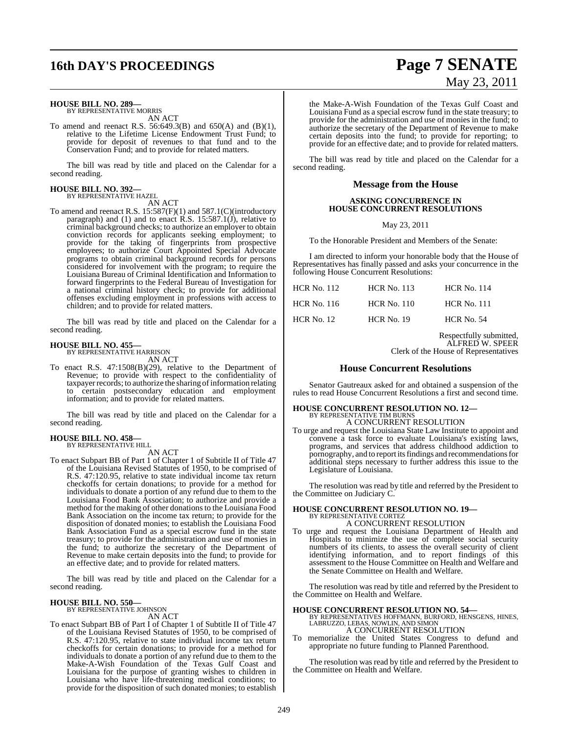**HOUSE BILL NO. 289—**
BY REPRESENTATIVE MORRIS
AN ACT

To amend and reenact R.S. 56:649.3(B) and 650(A) and (B)(1), relative to the Lifetime License Endowment Trust Fund; to provide for deposit of revenues to that fund and to the Conservation Fund; and to provide for related matters.

The bill was read by title and placed on the Calendar for a second reading.

**HOUSE BILL NO. 392—**
BY REPRESENTATIVE HAZEL
AN ACT

To amend and reenact R.S. 15:587(F)(1) and 587.1(C)(introductory paragraph) and (1) and to enact R.S. 15:587.1(J), relative to criminal background checks; to authorize an employer to obtain conviction records for applicants seeking employment; to provide for the taking of fingerprints from prospective employees; to authorize Court Appointed Special Advocate programs to obtain criminal background records for persons considered for involvement with the program; to require the Louisiana Bureau of Criminal Identification and Information to forward fingerprints to the Federal Bureau of Investigation for a national criminal history check; to provide for additional offenses excluding employment in professions with access to children; and to provide for related matters.

The bill was read by title and placed on the Calendar for a second reading.

**HOUSE BILL NO. 455—**
BY REPRESENTATIVE HARRISON
AN ACT

To enact R.S. 47:1508(B)(29), relative to the Department of Revenue; to provide with respect to the confidentiality of taxpayer records; to authorize the sharing of information relating to certain postsecondary education and employment information; and to provide for related matters.

The bill was read by title and placed on the Calendar for a second reading.

**HOUSE BILL NO. 458—**
BY REPRESENTATIVE HILL
AN ACT

To enact Subpart BB of Part 1 of Chapter 1 of Subtitle II of Title 47 of the Louisiana Revised Statutes of 1950, to be comprised of R.S. 47:120.95, relative to state individual income tax return checkoffs for certain donations; to provide for a method for individuals to donate a portion of any refund due to them to the Louisiana Food Bank Association; to authorize and provide a method for the making of other donations to the Louisiana Food Bank Association on the income tax return; to provide for the disposition of donated monies; to establish the Louisiana Food Bank Association Fund as a special escrow fund in the state treasury; to provide for the administration and use of monies in the fund; to authorize the secretary of the Department of Revenue to make certain deposits into the fund; to provide for an effective date; and to provide for related matters.

The bill was read by title and placed on the Calendar for a second reading.

**HOUSE BILL NO. 550—**
BY REPRESENTATIVE JOHNSON
AN ACT

To enact Subpart BB of Part I of Chapter 1 of Subtitle II of Title 47 of the Louisiana Revised Statutes of 1950, to be comprised of R.S. 47:120.95, relative to state individual income tax return checkoffs for certain donations; to provide for a method for individuals to donate a portion of any refund due to them to the Make-A-Wish Foundation of the Texas Gulf Coast and Louisiana for the purpose of granting wishes to children in Louisiana who have life-threatening medical conditions; to provide for the disposition of such donated monies; to establish the Make-A-Wish Foundation of the Texas Gulf Coast and Louisiana Fund as a special escrow fund in the state treasury; to provide for the administration and use of monies in the fund; to authorize the secretary of the Department of Revenue to make certain deposits into the fund; to provide for reporting; to provide for an effective date; and to provide for related matters.

The bill was read by title and placed on the Calendar for a second reading.

## Message from the House

**ASKING CONCURRENCE IN HOUSE CONCURRENT RESOLUTIONS**

May 23, 2011

To the Honorable President and Members of the Senate:

I am directed to inform your honorable body that the House of Representatives has finally passed and asks your concurrence in the following House Concurrent Resolutions:

| | | |
|---|---|---|
| HCR No. 112 | HCR No. 113 | HCR No. 114 |
| HCR No. 116 | HCR No. 110 | HCR No. 111 |
| HCR No. 12 | HCR No. 19 | HCR No. 54 |

Respectfully submitted,
ALFRED W. SPEER
Clerk of the House of Representatives

## House Concurrent Resolutions

Senator Gautreaux asked for and obtained a suspension of the rules to read House Concurrent Resolutions a first and second time.

**HOUSE CONCURRENT RESOLUTION NO. 12—**
BY REPRESENTATIVE TIM BURNS
A CONCURRENT RESOLUTION

To urge and request the Louisiana State Law Institute to appoint and convene a task force to evaluate Louisiana's existing laws, programs, and services that address childhood addiction to pornography, and to report its findings and recommendations for additional steps necessary to further address this issue to the Legislature of Louisiana.

The resolution was read by title and referred by the President to the Committee on Judiciary C.

**HOUSE CONCURRENT RESOLUTION NO. 19—**
BY REPRESENTATIVE CORTEZ
A CONCURRENT RESOLUTION

To urge and request the Louisiana Department of Health and Hospitals to minimize the use of complete social security numbers of its clients, to assess the overall security of client identifying information, and to report findings of this assessment to the House Committee on Health and Welfare and the Senate Committee on Health and Welfare.

The resolution was read by title and referred by the President to the Committee on Health and Welfare.

**HOUSE CONCURRENT RESOLUTION NO. 54—**
BY REPRESENTATIVES HOFFMANN, BURFORD, HENSGENS, HINES, LABRUZZO, LEBAS, NOWLIN, AND SIMON
A CONCURRENT RESOLUTION

To memorialize the United States Congress to defund and appropriate no future funding to Planned Parenthood.

The resolution was read by title and referred by the President to the Committee on Health and Welfare.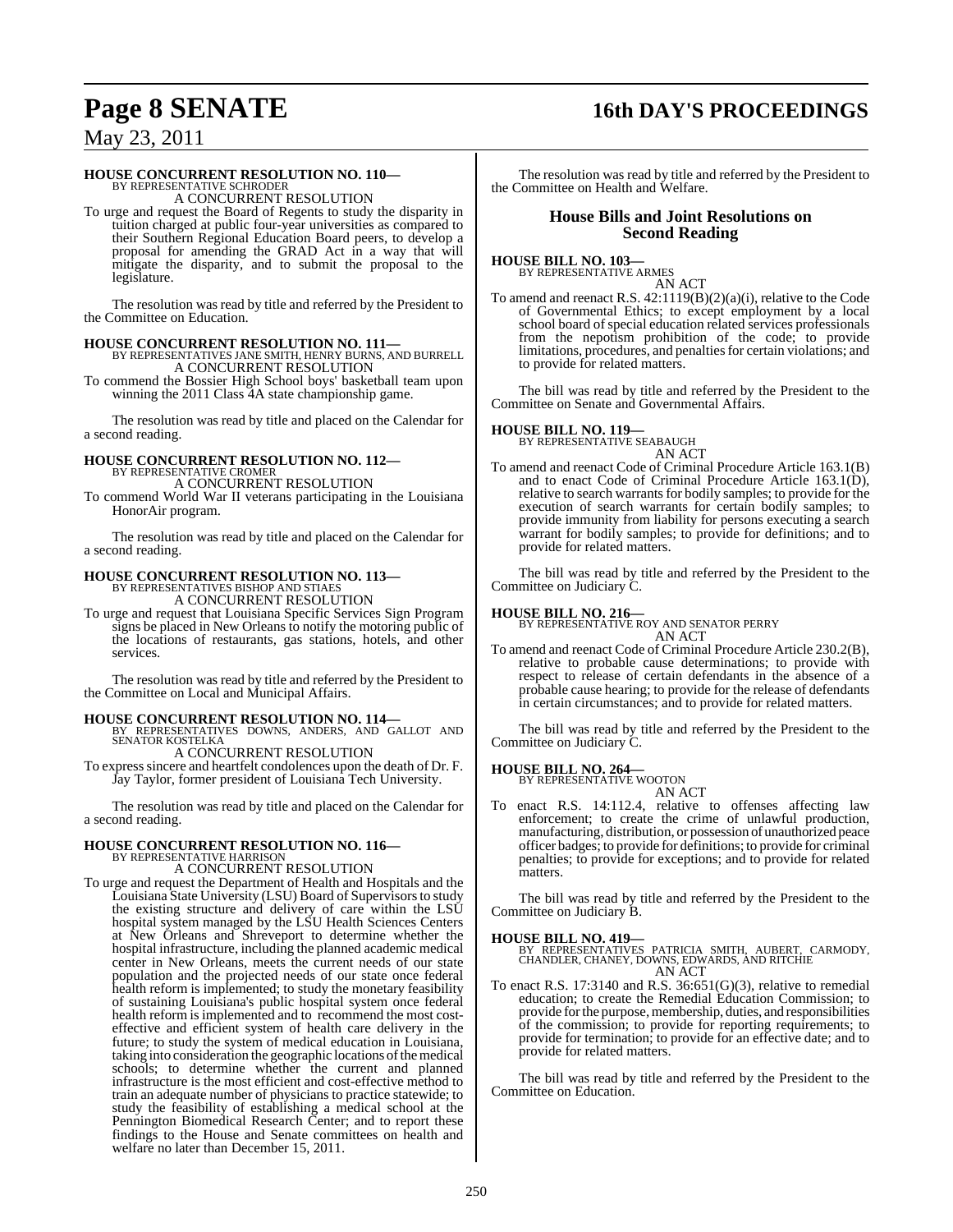**HOUSE CONCURRENT RESOLUTION NO. 110—**
BY REPRESENTATIVE SCHRODER
A CONCURRENT RESOLUTION

To urge and request the Board of Regents to study the disparity in tuition charged at public four-year universities as compared to their Southern Regional Education Board peers, to develop a proposal for amending the GRAD Act in a way that will mitigate the disparity, and to submit the proposal to the legislature.

The resolution was read by title and referred by the President to the Committee on Education.

**HOUSE CONCURRENT RESOLUTION NO. 111—**
BY REPRESENTATIVES JANE SMITH, HENRY BURNS, AND BURRELL
A CONCURRENT RESOLUTION

To commend the Bossier High School boys' basketball team upon winning the 2011 Class 4A state championship game.

The resolution was read by title and placed on the Calendar for a second reading.

**HOUSE CONCURRENT RESOLUTION NO. 112—**
BY REPRESENTATIVE CROMER
A CONCURRENT RESOLUTION

To commend World War II veterans participating in the Louisiana HonorAir program.

The resolution was read by title and placed on the Calendar for a second reading.

**HOUSE CONCURRENT RESOLUTION NO. 113—**
BY REPRESENTATIVES BISHOP AND STIAES
A CONCURRENT RESOLUTION

To urge and request that Louisiana Specific Services Sign Program signs be placed in New Orleans to notify the motoring public of the locations of restaurants, gas stations, hotels, and other services.

The resolution was read by title and referred by the President to the Committee on Local and Municipal Affairs.

**HOUSE CONCURRENT RESOLUTION NO. 114—**
BY REPRESENTATIVES DOWNS, ANDERS, AND GALLOT AND SENATOR KOSTELKA
A CONCURRENT RESOLUTION

To express sincere and heartfelt condolences upon the death of Dr. F. Jay Taylor, former president of Louisiana Tech University.

The resolution was read by title and placed on the Calendar for a second reading.

**HOUSE CONCURRENT RESOLUTION NO. 116—**
BY REPRESENTATIVE HARRISON
A CONCURRENT RESOLUTION

To urge and request the Department of Health and Hospitals and the Louisiana State University (LSU) Board of Supervisors to study the existing structure and delivery of care within the LSU hospital system managed by the LSU Health Sciences Centers at New Orleans and Shreveport to determine whether the hospital infrastructure, including the planned academic medical center in New Orleans, meets the current needs of our state population and the projected needs of our state once federal health reform is implemented; to study the monetary feasibility of sustaining Louisiana's public hospital system once federal health reform is implemented and to recommend the most cost-effective and efficient system of health care delivery in the future; to study the system of medical education in Louisiana, taking into consideration the geographic locations of the medical schools; to determine whether the current and planned infrastructure is the most efficient and cost-effective method to train an adequate number of physicians to practice statewide; to study the feasibility of establishing a medical school at the Pennington Biomedical Research Center; and to report these findings to the House and Senate committees on health and welfare no later than December 15, 2011.

The resolution was read by title and referred by the President to the Committee on Health and Welfare.

## House Bills and Joint Resolutions on Second Reading

**HOUSE BILL NO. 103—**
BY REPRESENTATIVE ARMES
AN ACT

To amend and reenact R.S. 42:1119(B)(2)(a)(i), relative to the Code of Governmental Ethics; to except employment by a local school board of special education related services professionals from the nepotism prohibition of the code; to provide limitations, procedures, and penalties for certain violations; and to provide for related matters.

The bill was read by title and referred by the President to the Committee on Senate and Governmental Affairs.

**HOUSE BILL NO. 119—**
BY REPRESENTATIVE SEABAUGH
AN ACT

To amend and reenact Code of Criminal Procedure Article 163.1(B) and to enact Code of Criminal Procedure Article 163.1(D), relative to search warrants for bodily samples; to provide for the execution of search warrants for certain bodily samples; to provide immunity from liability for persons executing a search warrant for bodily samples; to provide for definitions; and to provide for related matters.

The bill was read by title and referred by the President to the Committee on Judiciary C.

**HOUSE BILL NO. 216—**
BY REPRESENTATIVE ROY AND SENATOR PERRY
AN ACT

To amend and reenact Code of Criminal Procedure Article 230.2(B), relative to probable cause determinations; to provide with respect to release of certain defendants in the absence of a probable cause hearing; to provide for the release of defendants in certain circumstances; and to provide for related matters.

The bill was read by title and referred by the President to the Committee on Judiciary C.

**HOUSE BILL NO. 264—**
BY REPRESENTATIVE WOOTON
AN ACT

To enact R.S. 14:112.4, relative to offenses affecting law enforcement; to create the crime of unlawful production, manufacturing, distribution, or possession of unauthorized peace officer badges; to provide for definitions; to provide for criminal penalties; to provide for exceptions; and to provide for related matters.

The bill was read by title and referred by the President to the Committee on Judiciary B.

**HOUSE BILL NO. 419—**
BY REPRESENTATIVES PATRICIA SMITH, AUBERT, CARMODY, CHANDLER, CHANEY, DOWNS, EDWARDS, AND RITCHIE
AN ACT

To enact R.S. 17:3140 and R.S. 36:651(G)(3), relative to remedial education; to create the Remedial Education Commission; to provide for the purpose, membership, duties, and responsibilities of the commission; to provide for reporting requirements; to provide for termination; to provide for an effective date; and to provide for related matters.

The bill was read by title and referred by the President to the Committee on Education.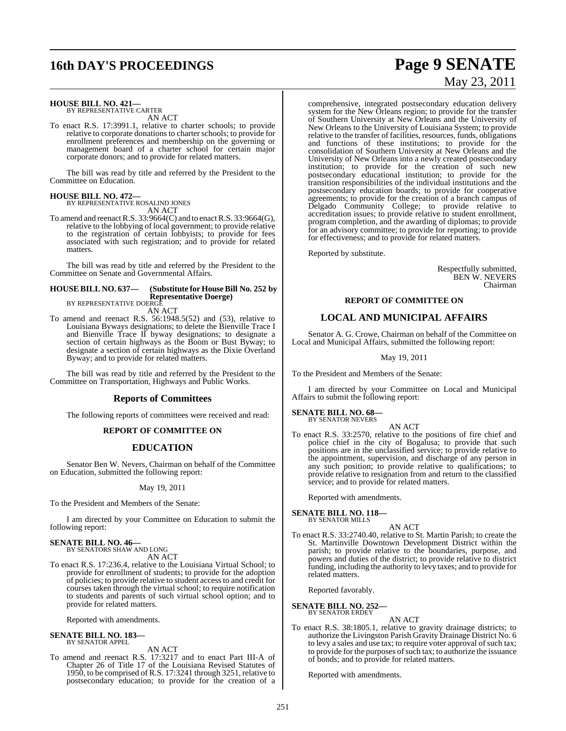**HOUSE BILL NO. 421—**
BY REPRESENTATIVE CARTER

AN ACT

To enact R.S. 17:3991.1, relative to charter schools; to provide relative to corporate donations to charter schools; to provide for enrollment preferences and membership on the governing or management board of a charter school for certain major corporate donors; and to provide for related matters.

The bill was read by title and referred by the President to the Committee on Education.

**HOUSE BILL NO. 472—**
BY REPRESENTATIVE ROSALIND JONES

AN ACT

To amend and reenact R.S. 33:9664(C) and to enact R.S. 33:9664(G), relative to the lobbying of local government; to provide relative to the registration of certain lobbyists; to provide for fees associated with such registration; and to provide for related matters.

The bill was read by title and referred by the President to the Committee on Senate and Governmental Affairs.

**HOUSE BILL NO. 637— (Substitute for House Bill No. 252 by Representative Doerge)**
BY REPRESENTATIVE DOERGE

AN ACT

To amend and reenact R.S. 56:1948.5(52) and (53), relative to Louisiana Byways designations; to delete the Bienville Trace I and Bienville Trace II byway designations; to designate a section of certain highways as the Boom or Bust Byway; to designate a section of certain highways as the Dixie Overland Byway; and to provide for related matters.

The bill was read by title and referred by the President to the Committee on Transportation, Highways and Public Works.

## Reports of Committees

The following reports of committees were received and read:

### REPORT OF COMMITTEE ON

## EDUCATION

Senator Ben W. Nevers, Chairman on behalf of the Committee on Education, submitted the following report:

May 19, 2011

To the President and Members of the Senate:

I am directed by your Committee on Education to submit the following report:

**SENATE BILL NO. 46—**
BY SENATORS SHAW AND LONG

AN ACT

To enact R.S. 17:236.4, relative to the Louisiana Virtual School; to provide for enrollment of students; to provide for the adoption of policies; to provide relative to student access to and credit for courses taken through the virtual school; to require notification to students and parents of such virtual school option; and to provide for related matters.

Reported with amendments.

**SENATE BILL NO. 183—**
BY SENATOR APPEL

AN ACT

To amend and reenact R.S. 17:3217 and to enact Part III-A of Chapter 26 of Title 17 of the Louisiana Revised Statutes of 1950, to be comprised of R.S. 17:3241 through 3251, relative to postsecondary education; to provide for the creation of a comprehensive, integrated postsecondary education delivery system for the New Orleans region; to provide for the transfer of Southern University at New Orleans and the University of New Orleans to the University of Louisiana System; to provide relative to the transfer of facilities, resources, funds, obligations and functions of these institutions; to provide for the consolidation of Southern University at New Orleans and the University of New Orleans into a newly created postsecondary institution; to provide for the creation of such new postsecondary educational institution; to provide for the transition responsibilities of the individual institutions and the postsecondary education boards; to provide for cooperative agreements; to provide for the creation of a branch campus of Delgado Community College; to provide relative to accreditation issues; to provide relative to student enrollment, program completion, and the awarding of diplomas; to provide for an advisory committee; to provide for reporting; to provide for effectiveness; and to provide for related matters.

Reported by substitute.

Respectfully submitted,
BEN W. NEVERS
Chairman

### REPORT OF COMMITTEE ON

## LOCAL AND MUNICIPAL AFFAIRS

Senator A. G. Crowe, Chairman on behalf of the Committee on Local and Municipal Affairs, submitted the following report:

May 19, 2011

To the President and Members of the Senate:

I am directed by your Committee on Local and Municipal Affairs to submit the following report:

**SENATE BILL NO. 68—**
BY SENATOR NEVERS

AN ACT

To enact R.S. 33:2570, relative to the positions of fire chief and police chief in the city of Bogalusa; to provide that such positions are in the unclassified service; to provide relative to the appointment, supervision, and discharge of any person in any such position; to provide relative to qualifications; to provide relative to resignation from and return to the classified service; and to provide for related matters.

Reported with amendments.

**SENATE BILL NO. 118—**
BY SENATOR MILLS

AN ACT

To enact R.S. 33:2740.40, relative to St. Martin Parish; to create the St. Martinville Downtown Development District within the parish; to provide relative to the boundaries, purpose, and powers and duties of the district; to provide relative to district funding, including the authority to levy taxes; and to provide for related matters.

Reported favorably.

**SENATE BILL NO. 252—**
BY SENATOR ERDEY

AN ACT

To enact R.S. 38:1805.1, relative to gravity drainage districts; to authorize the Livingston Parish Gravity Drainage District No. 6 to levy a sales and use tax; to require voter approval of such tax; to provide for the purposes of such tax; to authorize the issuance of bonds; and to provide for related matters.

Reported with amendments.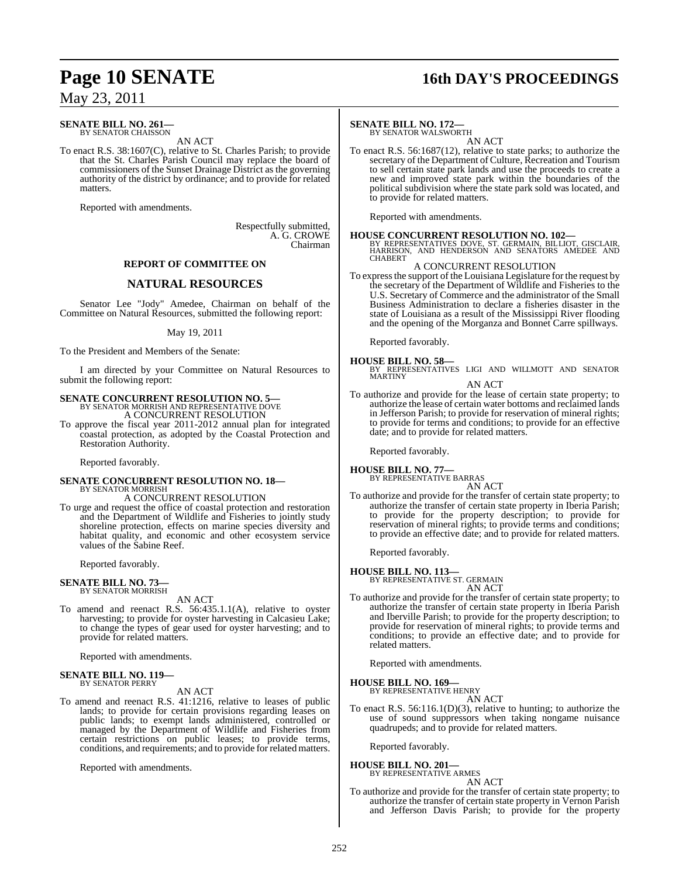**SENATE BILL NO. 261—**
BY SENATOR CHAISSON

AN ACT

To enact R.S. 38:1607(C), relative to St. Charles Parish; to provide that the St. Charles Parish Council may replace the board of commissioners of the Sunset Drainage District as the governing authority of the district by ordinance; and to provide for related matters.

Reported with amendments.

Respectfully submitted,
A. G. CROWE
Chairman

## REPORT OF COMMITTEE ON

## NATURAL RESOURCES

Senator Lee "Jody" Amedee, Chairman on behalf of the Committee on Natural Resources, submitted the following report:

May 19, 2011

To the President and Members of the Senate:

I am directed by your Committee on Natural Resources to submit the following report:

**SENATE CONCURRENT RESOLUTION NO. 5—**
BY SENATOR MORRISH AND REPRESENTATIVE DOVE

A CONCURRENT RESOLUTION

To approve the fiscal year 2011-2012 annual plan for integrated coastal protection, as adopted by the Coastal Protection and Restoration Authority.

Reported favorably.

**SENATE CONCURRENT RESOLUTION NO. 18—**
BY SENATOR MORRISH

A CONCURRENT RESOLUTION

To urge and request the office of coastal protection and restoration and the Department of Wildlife and Fisheries to jointly study shoreline protection, effects on marine species diversity and habitat quality, and economic and other ecosystem service values of the Sabine Reef.

Reported favorably.

**SENATE BILL NO. 73—**
BY SENATOR MORRISH

AN ACT

To amend and reenact R.S. 56:435.1.1(A), relative to oyster harvesting; to provide for oyster harvesting in Calcasieu Lake; to change the types of gear used for oyster harvesting; and to provide for related matters.

Reported with amendments.

**SENATE BILL NO. 119—**
BY SENATOR PERRY

AN ACT

To amend and reenact R.S. 41:1216, relative to leases of public lands; to provide for certain provisions regarding leases on public lands; to exempt lands administered, controlled or managed by the Department of Wildlife and Fisheries from certain restrictions on public leases; to provide terms, conditions, and requirements; and to provide for related matters.

Reported with amendments.

**SENATE BILL NO. 172—**
BY SENATOR WALSWORTH

AN ACT

To enact R.S. 56:1687(12), relative to state parks; to authorize the secretary of the Department of Culture, Recreation and Tourism to sell certain state park lands and use the proceeds to create a new and improved state park within the boundaries of the political subdivision where the state park sold was located, and to provide for related matters.

Reported with amendments.

**HOUSE CONCURRENT RESOLUTION NO. 102—**
BY REPRESENTATIVES DOVE, ST. GERMAIN, BILLIOT, GISCLAIR, HARRISON, AND HENDERSON AND SENATORS AMEDEE AND CHABERT

A CONCURRENT RESOLUTION

To express the support of the Louisiana Legislature for the request by the secretary of the Department of Wildlife and Fisheries to the U.S. Secretary of Commerce and the administrator of the Small Business Administration to declare a fisheries disaster in the state of Louisiana as a result of the Mississippi River flooding and the opening of the Morganza and Bonnet Carre spillways.

Reported favorably.

**HOUSE BILL NO. 58—**
BY REPRESENTATIVES LIGI AND WILLMOTT AND SENATOR MARTINY

AN ACT

To authorize and provide for the lease of certain state property; to authorize the lease of certain water bottoms and reclaimed lands in Jefferson Parish; to provide for reservation of mineral rights; to provide for terms and conditions; to provide for an effective date; and to provide for related matters.

Reported favorably.

**HOUSE BILL NO. 77—**
BY REPRESENTATIVE BARRAS

AN ACT

To authorize and provide for the transfer of certain state property; to authorize the transfer of certain state property in Iberia Parish; to provide for the property description; to provide for reservation of mineral rights; to provide terms and conditions; to provide an effective date; and to provide for related matters.

Reported favorably.

**HOUSE BILL NO. 113—**
BY REPRESENTATIVE ST. GERMAIN

AN ACT

To authorize and provide for the transfer of certain state property; to authorize the transfer of certain state property in Iberia Parish and Iberville Parish; to provide for the property description; to provide for reservation of mineral rights; to provide terms and conditions; to provide an effective date; and to provide for related matters.

Reported with amendments.

**HOUSE BILL NO. 169—**
BY REPRESENTATIVE HENRY

AN ACT

To enact R.S. 56:116.1(D)(3), relative to hunting; to authorize the use of sound suppressors when taking nongame nuisance quadrupeds; and to provide for related matters.

Reported favorably.

**HOUSE BILL NO. 201—**
BY REPRESENTATIVE ARMES

AN ACT

To authorize and provide for the transfer of certain state property; to authorize the transfer of certain state property in Vernon Parish and Jefferson Davis Parish; to provide for the property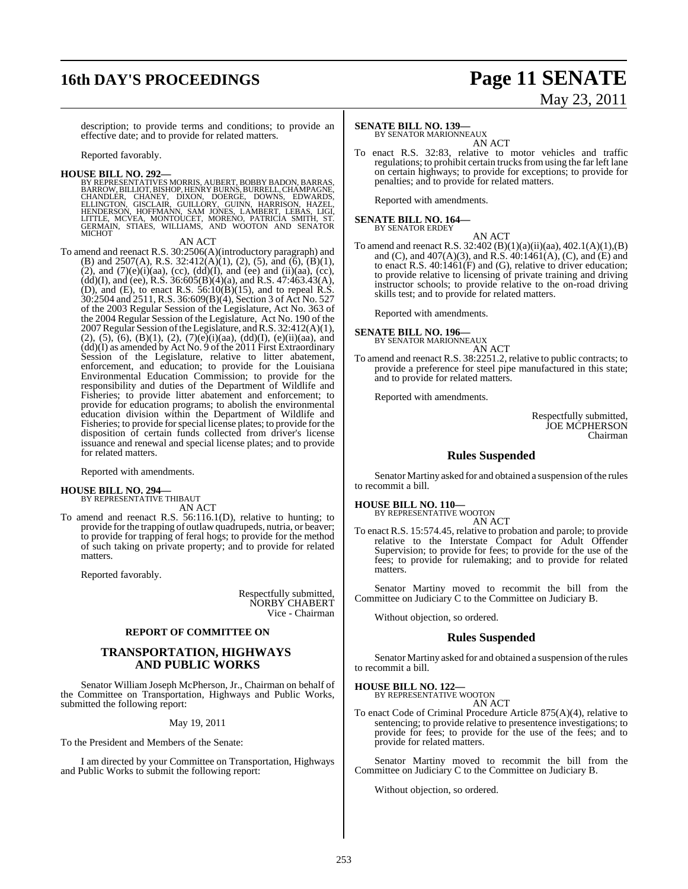description; to provide terms and conditions; to provide an effective date; and to provide for related matters.

Reported favorably.

**HOUSE BILL NO. 292—**
BY REPRESENTATIVES MORRIS, AUBERT, BOBBY BADON, BARRAS, BARROW, BILLIOT, BISHOP, HENRY BURNS, BURRELL, CHAMPAGNE, CHANDLER, CHANEY, DIXON, DOERGE, DOWNS, EDWARDS, ELLINGTON, GISCLAIR, GUILLORY, GUINN, HARRISON, HAZEL, HENDERSON, HOFFMANN, SAM JONES, LAMBERT, LEBAS, LIGI, LITTLE, MCVEA, MONTOUCET, MORENO, PATRICIA SMITH, ST. GERMAIN, STIAES, WILLIAMS, AND WOOTON AND SENATOR MICHOT

AN ACT

To amend and reenact R.S. 30:2506(A)(introductory paragraph) and (B) and 2507(A), R.S. 32:412(A)(1), (2), (5), and (6), (B)(1), (2), and (7)(e)(i)(aa), (cc), (dd)(I), and (ee) and (ii)(aa), (cc), (dd)(I), and (ee), R.S. 36:605(B)(4)(a), and R.S. 47:463.43(A), (D), and (E), to enact R.S. 56:10(B)(15), and to repeal R.S. 30:2504 and 2511, R.S. 36:609(B)(4), Section 3 of Act No. 527 of the 2003 Regular Session of the Legislature, Act No. 363 of the 2004 Regular Session of the Legislature, Act No. 190 of the 2007 Regular Session of the Legislature, and R.S. 32:412(A)(1), (2), (5), (6), (B)(1), (2), (7)(e)(i)(aa), (dd)(I), (e)(ii)(aa), and (dd)(I) as amended by Act No. 9 of the 2011 First Extraordinary Session of the Legislature, relative to litter abatement, enforcement, and education; to provide for the Louisiana Environmental Education Commission; to provide for the responsibility and duties of the Department of Wildlife and Fisheries; to provide litter abatement and enforcement; to provide for education programs; to abolish the environmental education division within the Department of Wildlife and Fisheries; to provide for special license plates; to provide for the disposition of certain funds collected from driver's license issuance and renewal and special license plates; and to provide for related matters.

Reported with amendments.

**HOUSE BILL NO. 294—**
BY REPRESENTATIVE THIBAUT

AN ACT

To amend and reenact R.S. 56:116.1(D), relative to hunting; to provide for the trapping of outlaw quadrupeds, nutria, or beaver; to provide for trapping of feral hogs; to provide for the method of such taking on private property; and to provide for related matters.

Reported favorably.

Respectfully submitted,
NORBY CHABERT
Vice - Chairman

## REPORT OF COMMITTEE ON

## TRANSPORTATION, HIGHWAYS AND PUBLIC WORKS

Senator William Joseph McPherson, Jr., Chairman on behalf of the Committee on Transportation, Highways and Public Works, submitted the following report:

May 19, 2011

To the President and Members of the Senate:

I am directed by your Committee on Transportation, Highways and Public Works to submit the following report:

**SENATE BILL NO. 139—**
BY SENATOR MARIONNEAUX

AN ACT

To enact R.S. 32:83, relative to motor vehicles and traffic regulations; to prohibit certain trucks from using the far left lane on certain highways; to provide for exceptions; to provide for penalties; and to provide for related matters.

Reported with amendments.

**SENATE BILL NO. 164—**
BY SENATOR ERDEY

AN ACT

To amend and reenact R.S. 32:402 (B)(1)(a)(ii)(aa), 402.1(A)(1),(B) and (C), and 407(A)(3), and R.S. 40:1461(A), (C), and (E) and to enact R.S. 40:1461(F) and (G), relative to driver education; to provide relative to licensing of private training and driving instructor schools; to provide relative to the on-road driving skills test; and to provide for related matters.

Reported with amendments.

**SENATE BILL NO. 196—**
BY SENATOR MARIONNEAUX

AN ACT

To amend and reenact R.S. 38:2251.2, relative to public contracts; to provide a preference for steel pipe manufactured in this state; and to provide for related matters.

Reported with amendments.

Respectfully submitted,
JOE MCPHERSON
Chairman

## Rules Suspended

Senator Martiny asked for and obtained a suspension of the rules to recommit a bill.

**HOUSE BILL NO. 110—**
BY REPRESENTATIVE WOOTON

AN ACT

To enact R.S. 15:574.45, relative to probation and parole; to provide relative to the Interstate Compact for Adult Offender Supervision; to provide for fees; to provide for the use of the fees; to provide for rulemaking; and to provide for related matters.

Senator Martiny moved to recommit the bill from the Committee on Judiciary C to the Committee on Judiciary B.

Without objection, so ordered.

## Rules Suspended

Senator Martiny asked for and obtained a suspension of the rules to recommit a bill.

**HOUSE BILL NO. 122—**
BY REPRESENTATIVE WOOTON

AN ACT

To enact Code of Criminal Procedure Article 875(A)(4), relative to sentencing; to provide relative to presentence investigations; to provide for fees; to provide for the use of the fees; and to provide for related matters.

Senator Martiny moved to recommit the bill from the Committee on Judiciary C to the Committee on Judiciary B.

Without objection, so ordered.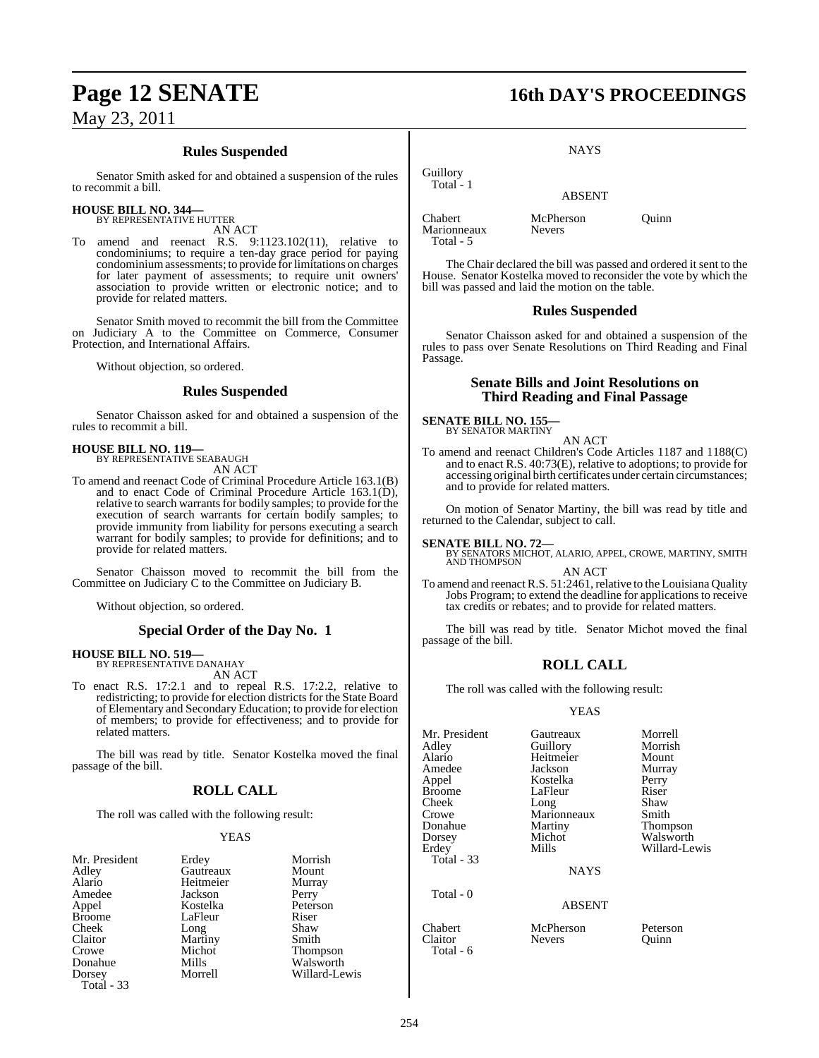### Rules Suspended

Senator Smith asked for and obtained a suspension of the rules to recommit a bill.

**HOUSE BILL NO. 344—**
BY REPRESENTATIVE HUTTER
AN ACT

To amend and reenact R.S. 9:1123.102(11), relative to condominiums; to require a ten-day grace period for paying condominium assessments; to provide for limitations on charges for later payment of assessments; to require unit owners' association to provide written or electronic notice; and to provide for related matters.

Senator Smith moved to recommit the bill from the Committee on Judiciary A to the Committee on Commerce, Consumer Protection, and International Affairs.

Without objection, so ordered.

### Rules Suspended

Senator Chaisson asked for and obtained a suspension of the rules to recommit a bill.

**HOUSE BILL NO. 119—**
BY REPRESENTATIVE SEABAUGH
AN ACT

To amend and reenact Code of Criminal Procedure Article 163.1(B) and to enact Code of Criminal Procedure Article 163.1(D), relative to search warrants for bodily samples; to provide for the execution of search warrants for certain bodily samples; to provide immunity from liability for persons executing a search warrant for bodily samples; to provide for definitions; and to provide for related matters.

Senator Chaisson moved to recommit the bill from the Committee on Judiciary C to the Committee on Judiciary B.

Without objection, so ordered.

### Special Order of the Day No. 1

**HOUSE BILL NO. 519—**
BY REPRESENTATIVE DANAHAY
AN ACT

To enact R.S. 17:2.1 and to repeal R.S. 17:2.2, relative to redistricting; to provide for election districts for the State Board of Elementary and Secondary Education; to provide for election of members; to provide for effectiveness; and to provide for related matters.

The bill was read by title. Senator Kostelka moved the final passage of the bill.

### ROLL CALL

The roll was called with the following result:

YEAS

| | | |
|---|---|---|
| Mr. President | Erdey | Morrish |
| Adley | Gautreaux | Mount |
| Alario | Heitmeier | Murray |
| Amedee | Jackson | Perry |
| Appel | Kostelka | Peterson |
| Broome | LaFleur | Riser |
| Cheek | Long | Shaw |
| Claitor | Martiny | Smith |
| Crowe | Michot | Thompson |
| Donahue | Mills | Walsworth |
| Dorsey | Morrell | Willard-Lewis |

Total - 33

NAYS

Guillory
Total - 1

ABSENT

| | | |
|---|---|---|
| Chabert | McPherson | Quinn |
| Marionneaux | Nevers | |

Total - 5

The Chair declared the bill was passed and ordered it sent to the House. Senator Kostelka moved to reconsider the vote by which the bill was passed and laid the motion on the table.

### Rules Suspended

Senator Chaisson asked for and obtained a suspension of the rules to pass over Senate Resolutions on Third Reading and Final Passage.

### Senate Bills and Joint Resolutions on Third Reading and Final Passage

**SENATE BILL NO. 155—**
BY SENATOR MARTINY
AN ACT

To amend and reenact Children's Code Articles 1187 and 1188(C) and to enact R.S. 40:73(E), relative to adoptions; to provide for accessing original birth certificates under certain circumstances; and to provide for related matters.

On motion of Senator Martiny, the bill was read by title and returned to the Calendar, subject to call.

**SENATE BILL NO. 72—**
BY SENATORS MICHOT, ALARIO, APPEL, CROWE, MARTINY, SMITH AND THOMPSON
AN ACT

To amend and reenact R.S. 51:2461, relative to the Louisiana Quality Jobs Program; to extend the deadline for applications to receive tax credits or rebates; and to provide for related matters.

The bill was read by title. Senator Michot moved the final passage of the bill.

### ROLL CALL

The roll was called with the following result:

YEAS

| | | |
|---|---|---|
| Mr. President | Gautreaux | Morrell |
| Adley | Guillory | Morrish |
| Alario | Heitmeier | Mount |
| Amedee | Jackson | Murray |
| Appel | Kostelka | Perry |
| Broome | LaFleur | Riser |
| Cheek | Long | Shaw |
| Crowe | Marionneaux | Smith |
| Donahue | Martiny | Thompson |
| Dorsey | Michot | Walsworth |
| Erdey | Mills | Willard-Lewis |

Total - 33

NAYS

Total - 0

ABSENT

| | | |
|---|---|---|
| Chabert | McPherson | Peterson |
| Claitor | Nevers | Quinn |

Total - 6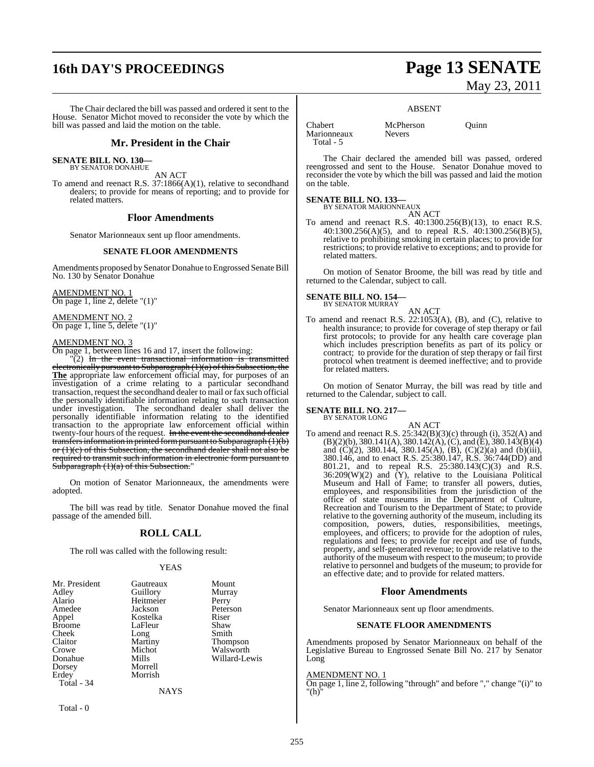The Chair declared the bill was passed and ordered it sent to the House. Senator Michot moved to reconsider the vote by which the bill was passed and laid the motion on the table.

## Mr. President in the Chair

**SENATE BILL NO. 130—**
BY SENATOR DONAHUE

AN ACT

To amend and reenact R.S. 37:1866(A)(1), relative to secondhand dealers; to provide for means of reporting; and to provide for related matters.

## Floor Amendments

Senator Marionneaux sent up floor amendments.

### SENATE FLOOR AMENDMENTS

Amendments proposed by Senator Donahue to Engrossed Senate Bill No. 130 by Senator Donahue

AMENDMENT NO. 1
On page 1, line 2, delete "(1)"

AMENDMENT NO. 2
On page 1, line 5, delete "(1)"

AMENDMENT NO. 3
On page 1, between lines 16 and 17, insert the following:

"(2) ~~In the event transactional information is transmitted electronically pursuant to Subparagraph (1)(a) of this Subsection, the~~ **The** appropriate law enforcement official may, for purposes of an investigation of a crime relating to a particular secondhand transaction, request the secondhand dealer to mail or fax such official the personally identifiable information relating to such transaction under investigation. The secondhand dealer shall deliver the personally identifiable information relating to the identified transaction to the appropriate law enforcement official within twenty-four hours of the request. ~~In the event the secondhand dealer transfers information in printed form pursuant to Subparagraph (1)(b) or (1)(c) of this Subsection, the secondhand dealer shall not also be required to transmit such information in electronic form pursuant to Subparagraph (1)(a) of this Subsection.~~"

On motion of Senator Marionneaux, the amendments were adopted.

The bill was read by title. Senator Donahue moved the final passage of the amended bill.

## ROLL CALL

The roll was called with the following result:

YEAS

| | | |
|---|---|---|
| Mr. President | Gautreaux | Mount |
| Adley | Guillory | Murray |
| Alario | Heitmeier | Perry |
| Amedee | Jackson | Peterson |
| Appel | Kostelka | Riser |
| Broome | LaFleur | Shaw |
| Cheek | Long | Smith |
| Claitor | Martiny | Thompson |
| Crowe | Michot | Walsworth |
| Donahue | Mills | Willard-Lewis |
| Dorsey | Morrell | |
| Erdey | Morrish | |
| Total - 34 | | |

NAYS

Total - 0

ABSENT

| | | |
|---|---|---|
| Chabert | McPherson | Quinn |
| Marionneaux | Nevers | |
| Total - 5 | | |

The Chair declared the amended bill was passed, ordered reengrossed and sent to the House. Senator Donahue moved to reconsider the vote by which the bill was passed and laid the motion on the table.

**SENATE BILL NO. 133—**
BY SENATOR MARIONNEAUX

AN ACT

To amend and reenact R.S. 40:1300.256(B)(13), to enact R.S. 40:1300.256(A)(5), and to repeal R.S. 40:1300.256(B)(5), relative to prohibiting smoking in certain places; to provide for restrictions; to provide relative to exceptions; and to provide for related matters.

On motion of Senator Broome, the bill was read by title and returned to the Calendar, subject to call.

**SENATE BILL NO. 154—**
BY SENATOR MURRAY

AN ACT

To amend and reenact R.S. 22:1053(A), (B), and (C), relative to health insurance; to provide for coverage of step therapy or fail first protocols; to provide for any health care coverage plan which includes prescription benefits as part of its policy or contract; to provide for the duration of step therapy or fail first protocol when treatment is deemed ineffective; and to provide for related matters.

On motion of Senator Murray, the bill was read by title and returned to the Calendar, subject to call.

**SENATE BILL NO. 217—**
BY SENATOR LONG

AN ACT

To amend and reenact R.S. 25:342(B)(3)(c) through (i), 352(A) and (B)(2)(b), 380.141(A), 380.142(A), (C), and (E), 380.143(B)(4) and (C)(2), 380.144, 380.145(A), (B), (C)(2)(a) and (b)(iii), 380.146, and to enact R.S. 25:380.147, R.S. 36:744(DD) and 801.21, and to repeal R.S. 25:380.143(C)(3) and R.S. 36:209(W)(2) and (Y), relative to the Louisiana Political Museum and Hall of Fame; to transfer all powers, duties, employees, and responsibilities from the jurisdiction of the office of state museums in the Department of Culture, Recreation and Tourism to the Department of State; to provide relative to the governing authority of the museum, including its composition, powers, duties, responsibilities, meetings, employees, and officers; to provide for the adoption of rules, regulations and fees; to provide for receipt and use of funds, property, and self-generated revenue; to provide relative to the authority of the museum with respect to the museum; to provide relative to personnel and budgets of the museum; to provide for an effective date; and to provide for related matters.

## Floor Amendments

Senator Marionneaux sent up floor amendments.

### SENATE FLOOR AMENDMENTS

Amendments proposed by Senator Marionneaux on behalf of the Legislative Bureau to Engrossed Senate Bill No. 217 by Senator Long

AMENDMENT NO. 1
On page 1, line 2, following "through" and before "," change "(i)" to "(h)"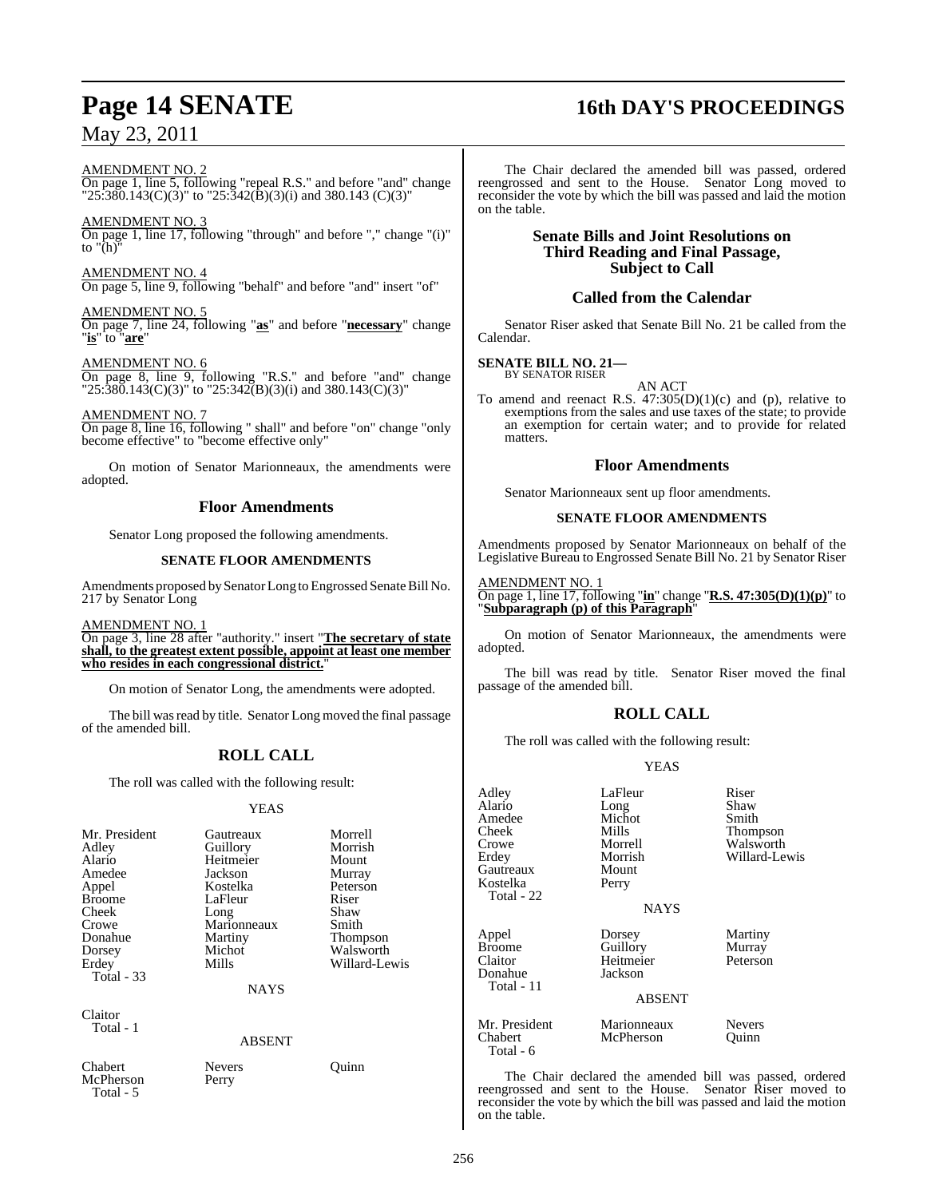AMENDMENT NO. 2
On page 1, line 5, following "repeal R.S." and before "and" change "25:380.143(C)(3)" to "25:342(B)(3)(i) and 380.143 (C)(3)"

AMENDMENT NO. 3
On page 1, line 17, following "through" and before "," change "(i)" to "(h)"

AMENDMENT NO. 4
On page 5, line 9, following "behalf" and before "and" insert "of"

AMENDMENT NO. 5
On page 7, line 24, following "**as**" and before "**necessary**" change "**is**" to "**are**"

AMENDMENT NO. 6
On page 8, line 9, following "R.S." and before "and" change "25:380.143(C)(3)" to "25:342(B)(3)(i) and 380.143(C)(3)"

AMENDMENT NO. 7
On page 8, line 16, following " shall" and before "on" change "only become effective" to "become effective only"

On motion of Senator Marionneaux, the amendments were adopted.

## Floor Amendments

Senator Long proposed the following amendments.

### SENATE FLOOR AMENDMENTS

Amendments proposed by Senator Long to Engrossed Senate Bill No. 217 by Senator Long

AMENDMENT NO. 1
On page 3, line 28 after "authority." insert "**The secretary of state shall, to the greatest extent possible, appoint at least one member who resides in each congressional district.**"

On motion of Senator Long, the amendments were adopted.

The bill was read by title. Senator Long moved the final passage of the amended bill.

## ROLL CALL

The roll was called with the following result:

YEAS

| | | |
|---|---|---|
| Mr. President | Gautreaux | Morrell |
| Adley | Guillory | Morrish |
| Alario | Heitmeier | Mount |
| Amedee | Jackson | Murray |
| Appel | Kostelka | Peterson |
| Broome | LaFleur | Riser |
| Cheek | Long | Shaw |
| Crowe | Marionneaux | Smith |
| Donahue | Martiny | Thompson |
| Dorsey | Michot | Walsworth |
| Erdey | Mills | Willard-Lewis |
| Total - 33 | | |

NAYS

Claitor
Total - 1

ABSENT

| | | |
|---|---|---|
| Chabert | Nevers | Quinn |
| McPherson | Perry | |
| Total - 5 | | |

The Chair declared the amended bill was passed, ordered reengrossed and sent to the House. Senator Long moved to reconsider the vote by which the bill was passed and laid the motion on the table.

## Senate Bills and Joint Resolutions on Third Reading and Final Passage, Subject to Call

## Called from the Calendar

Senator Riser asked that Senate Bill No. 21 be called from the Calendar.

**SENATE BILL NO. 21—**
BY SENATOR RISER

AN ACT

To amend and reenact R.S. 47:305(D)(1)(c) and (p), relative to exemptions from the sales and use taxes of the state; to provide an exemption for certain water; and to provide for related matters.

## Floor Amendments

Senator Marionneaux sent up floor amendments.

### SENATE FLOOR AMENDMENTS

Amendments proposed by Senator Marionneaux on behalf of the Legislative Bureau to Engrossed Senate Bill No. 21 by Senator Riser

AMENDMENT NO. 1
On page 1, line 17, following "**in**" change "**R.S. 47:305(D)(1)(p)**" to "**Subparagraph (p) of this Paragraph**"

On motion of Senator Marionneaux, the amendments were adopted.

The bill was read by title. Senator Riser moved the final passage of the amended bill.

## ROLL CALL

The roll was called with the following result:

YEAS

| | | |
|---|---|---|
| Adley | LaFleur | Riser |
| Alario | Long | Shaw |
| Amedee | Michot | Smith |
| Cheek | Mills | Thompson |
| Crowe | Morrell | Walsworth |
| Erdey | Morrish | Willard-Lewis |
| Gautreaux | Mount | |
| Kostelka | Perry | |
| Total - 22 | | |

NAYS

| | | |
|---|---|---|
| Appel | Dorsey | Martiny |
| Broome | Guillory | Murray |
| Claitor | Heitmeier | Peterson |
| Donahue | Jackson | |
| Total - 11 | | |

ABSENT

| | | |
|---|---|---|
| Mr. President | Marionneaux | Nevers |
| Chabert | McPherson | Quinn |
| Total - 6 | | |

The Chair declared the amended bill was passed, ordered reengrossed and sent to the House. Senator Riser moved to reconsider the vote by which the bill was passed and laid the motion on the table.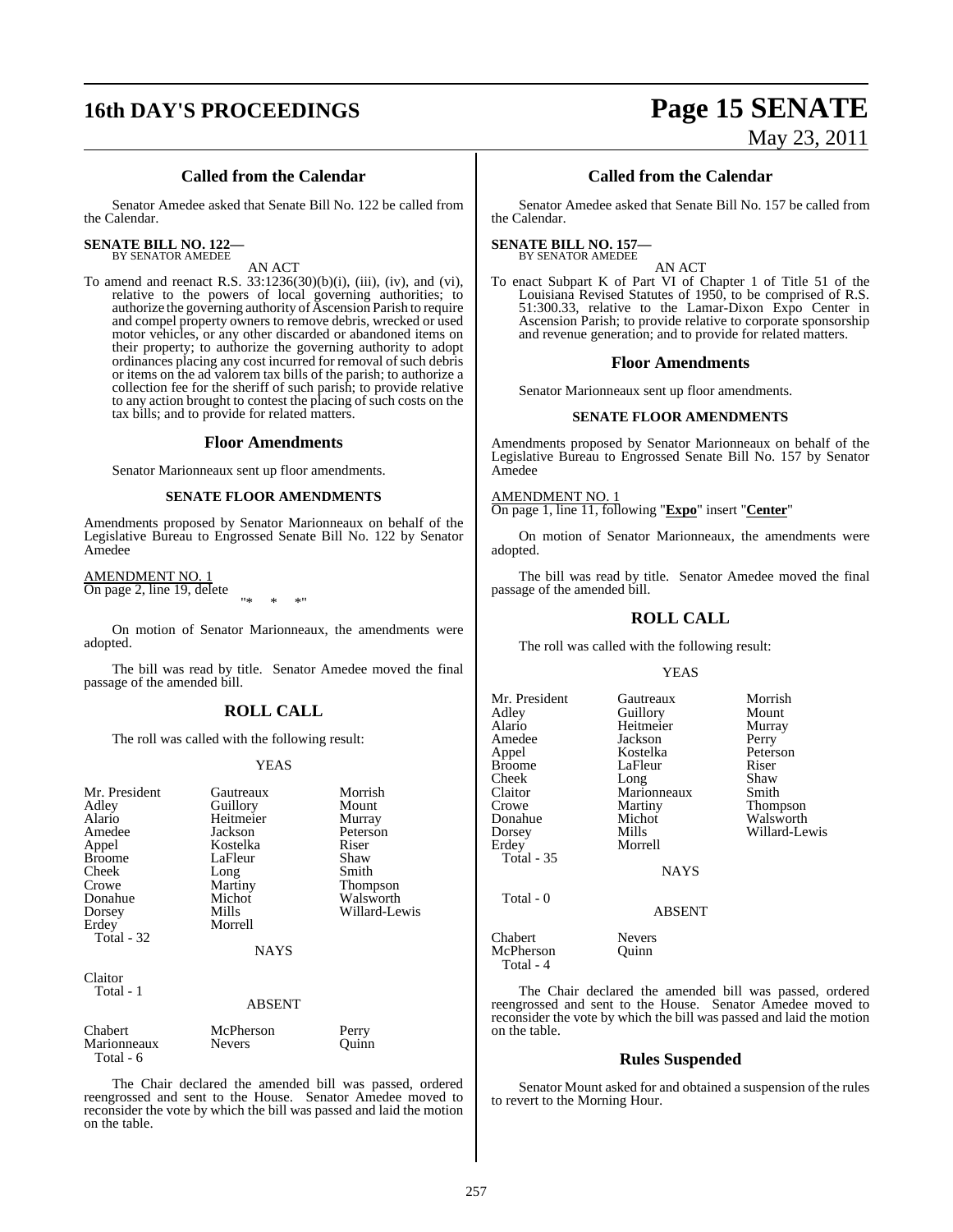## Called from the Calendar

Senator Amedee asked that Senate Bill No. 122 be called from the Calendar.

**SENATE BILL NO. 122—**
BY SENATOR AMEDEE

AN ACT

To amend and reenact R.S. 33:1236(30)(b)(i), (iii), (iv), and (vi), relative to the powers of local governing authorities; to authorize the governing authority of Ascension Parish to require and compel property owners to remove debris, wrecked or used motor vehicles, or any other discarded or abandoned items on their property; to authorize the governing authority to adopt ordinances placing any cost incurred for removal of such debris or items on the ad valorem tax bills of the parish; to authorize a collection fee for the sheriff of such parish; to provide relative to any action brought to contest the placing of such costs on the tax bills; and to provide for related matters.

## Floor Amendments

Senator Marionneaux sent up floor amendments.

### SENATE FLOOR AMENDMENTS

Amendments proposed by Senator Marionneaux on behalf of the Legislative Bureau to Engrossed Senate Bill No. 122 by Senator Amedee

AMENDMENT NO. 1
On page 2, line 19, delete
"* * *"

On motion of Senator Marionneaux, the amendments were adopted.

The bill was read by title. Senator Amedee moved the final passage of the amended bill.

## ROLL CALL

The roll was called with the following result:

YEAS

| | | |
|---|---|---|
| Mr. President | Gautreaux | Morrish |
| Adley | Guillory | Mount |
| Alario | Heitmeier | Murray |
| Amedee | Jackson | Peterson |
| Appel | Kostelka | Riser |
| Broome | LaFleur | Shaw |
| Cheek | Long | Smith |
| Crowe | Martiny | Thompson |
| Donahue | Michot | Walsworth |
| Dorsey | Mills | Willard-Lewis |
| Erdey | Morrell | |

Total - 32

NAYS

Claitor
Total - 1

ABSENT

| | | |
|---|---|---|
| Chabert | McPherson | Perry |
| Marionneaux | Nevers | Quinn |

Total - 6

The Chair declared the amended bill was passed, ordered reengrossed and sent to the House. Senator Amedee moved to reconsider the vote by which the bill was passed and laid the motion on the table.

## Called from the Calendar

Senator Amedee asked that Senate Bill No. 157 be called from the Calendar.

**SENATE BILL NO. 157—**
BY SENATOR AMEDEE

AN ACT

To enact Subpart K of Part VI of Chapter 1 of Title 51 of the Louisiana Revised Statutes of 1950, to be comprised of R.S. 51:300.33, relative to the Lamar-Dixon Expo Center in Ascension Parish; to provide relative to corporate sponsorship and revenue generation; and to provide for related matters.

## Floor Amendments

Senator Marionneaux sent up floor amendments.

### SENATE FLOOR AMENDMENTS

Amendments proposed by Senator Marionneaux on behalf of the Legislative Bureau to Engrossed Senate Bill No. 157 by Senator Amedee

AMENDMENT NO. 1
On page 1, line 11, following "**Expo**" insert "**Center**"

On motion of Senator Marionneaux, the amendments were adopted.

The bill was read by title. Senator Amedee moved the final passage of the amended bill.

## ROLL CALL

The roll was called with the following result:

YEAS

| | | |
|---|---|---|
| Mr. President | Gautreaux | Morrish |
| Adley | Guillory | Mount |
| Alario | Heitmeier | Murray |
| Amedee | Jackson | Perry |
| Appel | Kostelka | Peterson |
| Broome | LaFleur | Riser |
| Cheek | Long | Shaw |
| Claitor | Marionneaux | Smith |
| Crowe | Martiny | Thompson |
| Donahue | Michot | Walsworth |
| Dorsey | Mills | Willard-Lewis |
| Erdey | Morrell | |

Total - 35

NAYS

Total - 0

ABSENT

| | |
|---|---|
| Chabert | Nevers |
| McPherson | Quinn |

Total - 4

The Chair declared the amended bill was passed, ordered reengrossed and sent to the House. Senator Amedee moved to reconsider the vote by which the bill was passed and laid the motion on the table.

## Rules Suspended

Senator Mount asked for and obtained a suspension of the rules to revert to the Morning Hour.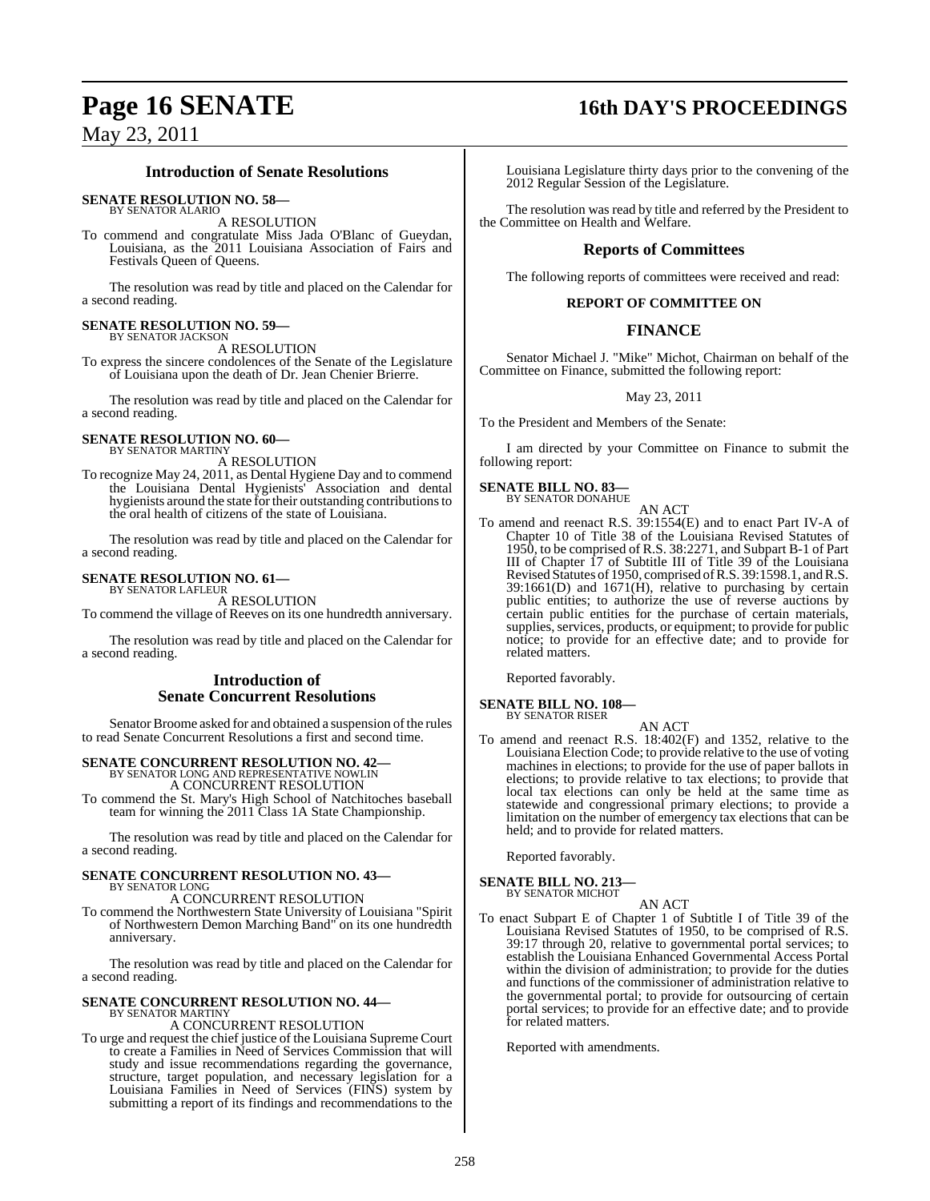## Introduction of Senate Resolutions

**SENATE RESOLUTION NO. 58—**
BY SENATOR ALARIO

A RESOLUTION

To commend and congratulate Miss Jada O'Blanc of Gueydan, Louisiana, as the 2011 Louisiana Association of Fairs and Festivals Queen of Queens.

The resolution was read by title and placed on the Calendar for a second reading.

**SENATE RESOLUTION NO. 59—**
BY SENATOR JACKSON

A RESOLUTION

To express the sincere condolences of the Senate of the Legislature of Louisiana upon the death of Dr. Jean Chenier Brierre.

The resolution was read by title and placed on the Calendar for a second reading.

**SENATE RESOLUTION NO. 60—**
BY SENATOR MARTINY

A RESOLUTION

To recognize May 24, 2011, as Dental Hygiene Day and to commend the Louisiana Dental Hygienists' Association and dental hygienists around the state for their outstanding contributions to the oral health of citizens of the state of Louisiana.

The resolution was read by title and placed on the Calendar for a second reading.

**SENATE RESOLUTION NO. 61—**
BY SENATOR LAFLEUR

A RESOLUTION

To commend the village of Reeves on its one hundredth anniversary.

The resolution was read by title and placed on the Calendar for a second reading.

## Introduction of Senate Concurrent Resolutions

Senator Broome asked for and obtained a suspension of the rules to read Senate Concurrent Resolutions a first and second time.

**SENATE CONCURRENT RESOLUTION NO. 42—**
BY SENATOR LONG AND REPRESENTATIVE NOWLIN

A CONCURRENT RESOLUTION

To commend the St. Mary's High School of Natchitoches baseball team for winning the 2011 Class 1A State Championship.

The resolution was read by title and placed on the Calendar for a second reading.

**SENATE CONCURRENT RESOLUTION NO. 43—**
BY SENATOR LONG

A CONCURRENT RESOLUTION

To commend the Northwestern State University of Louisiana "Spirit of Northwestern Demon Marching Band" on its one hundredth anniversary.

The resolution was read by title and placed on the Calendar for a second reading.

**SENATE CONCURRENT RESOLUTION NO. 44—**
BY SENATOR MARTINY

A CONCURRENT RESOLUTION

To urge and request the chief justice of the Louisiana Supreme Court to create a Families in Need of Services Commission that will study and issue recommendations regarding the governance, structure, target population, and necessary legislation for a Louisiana Families in Need of Services (FINS) system by submitting a report of its findings and recommendations to the Louisiana Legislature thirty days prior to the convening of the 2012 Regular Session of the Legislature.

The resolution was read by title and referred by the President to the Committee on Health and Welfare.

## Reports of Committees

The following reports of committees were received and read:

### REPORT OF COMMITTEE ON

### FINANCE

Senator Michael J. "Mike" Michot, Chairman on behalf of the Committee on Finance, submitted the following report:

May 23, 2011

To the President and Members of the Senate:

I am directed by your Committee on Finance to submit the following report:

**SENATE BILL NO. 83—**
BY SENATOR DONAHUE

AN ACT

To amend and reenact R.S. 39:1554(E) and to enact Part IV-A of Chapter 10 of Title 38 of the Louisiana Revised Statutes of 1950, to be comprised of R.S. 38:2271, and Subpart B-1 of Part III of Chapter 17 of Subtitle III of Title 39 of the Louisiana Revised Statutes of 1950, comprised of R.S. 39:1598.1, and R.S. 39:1661(D) and 1671(H), relative to purchasing by certain public entities; to authorize the use of reverse auctions by certain public entities for the purchase of certain materials, supplies, services, products, or equipment; to provide for public notice; to provide for an effective date; and to provide for related matters.

Reported favorably.

**SENATE BILL NO. 108—**
BY SENATOR RISER

AN ACT

To amend and reenact R.S. 18:402(F) and 1352, relative to the Louisiana Election Code; to provide relative to the use of voting machines in elections; to provide for the use of paper ballots in elections; to provide relative to tax elections; to provide that local tax elections can only be held at the same time as statewide and congressional primary elections; to provide a limitation on the number of emergency tax elections that can be held; and to provide for related matters.

Reported favorably.

**SENATE BILL NO. 213—**
BY SENATOR MICHOT

AN ACT

To enact Subpart E of Chapter 1 of Subtitle I of Title 39 of the Louisiana Revised Statutes of 1950, to be comprised of R.S. 39:17 through 20, relative to governmental portal services; to establish the Louisiana Enhanced Governmental Access Portal within the division of administration; to provide for the duties and functions of the commissioner of administration relative to the governmental portal; to provide for outsourcing of certain portal services; to provide for an effective date; and to provide for related matters.

Reported with amendments.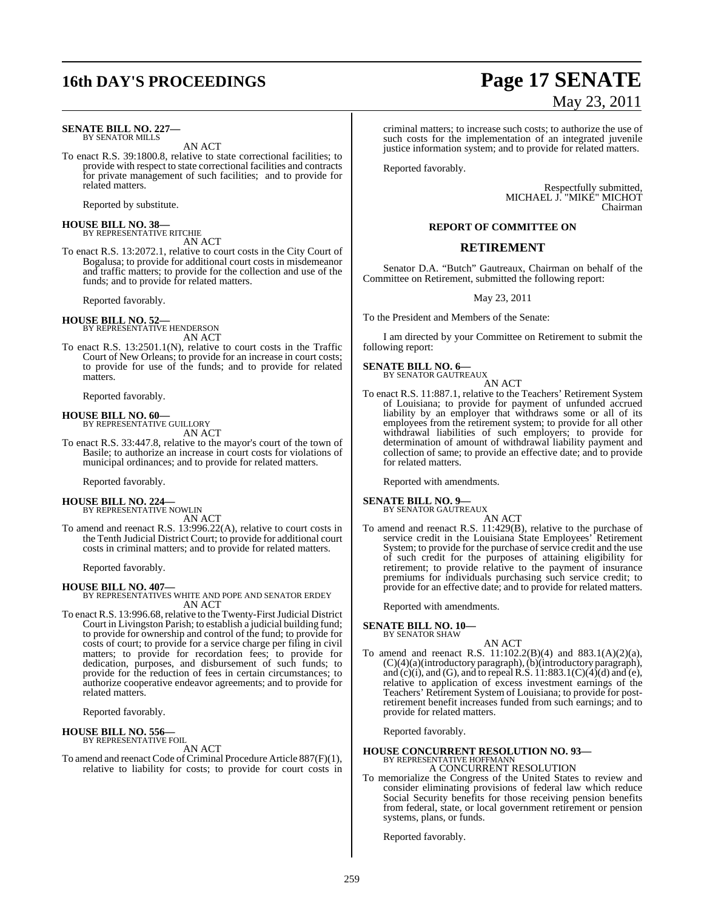**SENATE BILL NO. 227—**
BY SENATOR MILLS

AN ACT

To enact R.S. 39:1800.8, relative to state correctional facilities; to provide with respect to state correctional facilities and contracts for private management of such facilities; and to provide for related matters.

Reported by substitute.

**HOUSE BILL NO. 38—**
BY REPRESENTATIVE RITCHIE

AN ACT

To enact R.S. 13:2072.1, relative to court costs in the City Court of Bogalusa; to provide for additional court costs in misdemeanor and traffic matters; to provide for the collection and use of the funds; and to provide for related matters.

Reported favorably.

**HOUSE BILL NO. 52—**
BY REPRESENTATIVE HENDERSON

AN ACT

To enact R.S. 13:2501.1(N), relative to court costs in the Traffic Court of New Orleans; to provide for an increase in court costs; to provide for use of the funds; and to provide for related matters.

Reported favorably.

**HOUSE BILL NO. 60—**
BY REPRESENTATIVE GUILLORY

AN ACT

To enact R.S. 33:447.8, relative to the mayor's court of the town of Basile; to authorize an increase in court costs for violations of municipal ordinances; and to provide for related matters.

Reported favorably.

**HOUSE BILL NO. 224—**
BY REPRESENTATIVE NOWLIN

AN ACT

To amend and reenact R.S. 13:996.22(A), relative to court costs in the Tenth Judicial District Court; to provide for additional court costs in criminal matters; and to provide for related matters.

Reported favorably.

**HOUSE BILL NO. 407—**
BY REPRESENTATIVES WHITE AND POPE AND SENATOR ERDEY

AN ACT

To enact R.S. 13:996.68, relative to the Twenty-First Judicial District Court in Livingston Parish; to establish a judicial building fund; to provide for ownership and control of the fund; to provide for costs of court; to provide for a service charge per filing in civil matters; to provide for recordation fees; to provide for dedication, purposes, and disbursement of such funds; to provide for the reduction of fees in certain circumstances; to authorize cooperative endeavor agreements; and to provide for related matters.

Reported favorably.

**HOUSE BILL NO. 556—**
BY REPRESENTATIVE FOIL

AN ACT

To amend and reenact Code of Criminal Procedure Article 887(F)(1), relative to liability for costs; to provide for court costs in criminal matters; to increase such costs; to authorize the use of such costs for the implementation of an integrated juvenile justice information system; and to provide for related matters.

Reported favorably.

Respectfully submitted,
MICHAEL J. "MIKE" MICHOT
Chairman

## REPORT OF COMMITTEE ON

## RETIREMENT

Senator D.A. "Butch" Gautreaux, Chairman on behalf of the Committee on Retirement, submitted the following report:

May 23, 2011

To the President and Members of the Senate:

I am directed by your Committee on Retirement to submit the following report:

**SENATE BILL NO. 6—**
BY SENATOR GAUTREAUX

AN ACT

To enact R.S. 11:887.1, relative to the Teachers' Retirement System of Louisiana; to provide for payment of unfunded accrued liability by an employer that withdraws some or all of its employees from the retirement system; to provide for all other withdrawal liabilities of such employers; to provide for determination of amount of withdrawal liability payment and collection of same; to provide an effective date; and to provide for related matters.

Reported with amendments.

**SENATE BILL NO. 9—**
BY SENATOR GAUTREAUX

AN ACT

To amend and reenact R.S. 11:429(B), relative to the purchase of service credit in the Louisiana State Employees' Retirement System; to provide for the purchase of service credit and the use of such credit for the purposes of attaining eligibility for retirement; to provide relative to the payment of insurance premiums for individuals purchasing such service credit; to provide for an effective date; and to provide for related matters.

Reported with amendments.

**SENATE BILL NO. 10—**
BY SENATOR SHAW

AN ACT

To amend and reenact R.S. 11:102.2(B)(4) and 883.1(A)(2)(a), (C)(4)(a)(introductory paragraph), (b)(introductory paragraph), and (c)(i), and (G), and to repeal R.S. 11:883.1(C)(4)(d) and (e), relative to application of excess investment earnings of the Teachers' Retirement System of Louisiana; to provide for post-retirement benefit increases funded from such earnings; and to provide for related matters.

Reported favorably.

**HOUSE CONCURRENT RESOLUTION NO. 93—**
BY REPRESENTATIVE HOFFMANN

A CONCURRENT RESOLUTION

To memorialize the Congress of the United States to review and consider eliminating provisions of federal law which reduce Social Security benefits for those receiving pension benefits from federal, state, or local government retirement or pension systems, plans, or funds.

Reported favorably.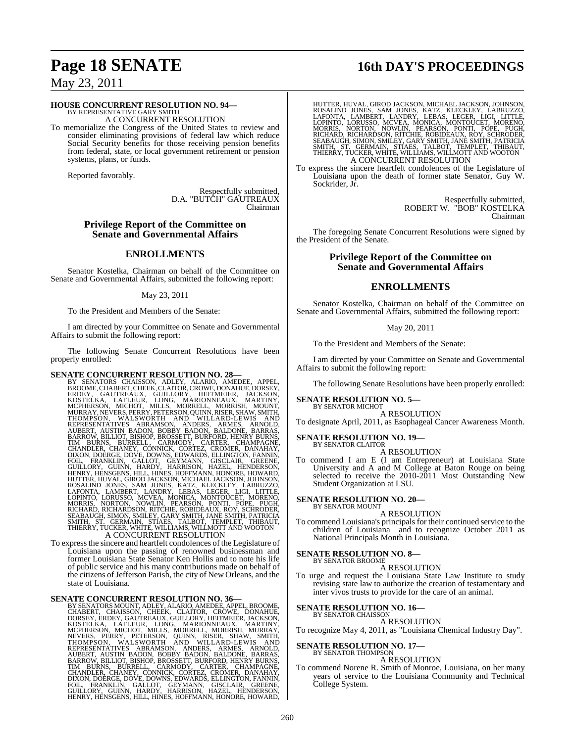**HOUSE CONCURRENT RESOLUTION NO. 94—**
BY REPRESENTATIVE GARY SMITH
A CONCURRENT RESOLUTION

To memorialize the Congress of the United States to review and consider eliminating provisions of federal law which reduce Social Security benefits for those receiving pension benefits from federal, state, or local government retirement or pension systems, plans, or funds.

Reported favorably.

Respectfully submitted,
D.A. "BUTCH" GAUTREAUX
Chairman

## Privilege Report of the Committee on Senate and Governmental Affairs

## ENROLLMENTS

Senator Kostelka, Chairman on behalf of the Committee on Senate and Governmental Affairs, submitted the following report:

May 23, 2011

To the President and Members of the Senate:

I am directed by your Committee on Senate and Governmental Affairs to submit the following report:

The following Senate Concurrent Resolutions have been properly enrolled:

**SENATE CONCURRENT RESOLUTION NO. 28—**
BY SENATORS CHAISSON, ADLEY, ALARIO, AMEDEE, APPEL, BROOME, CHABERT, CHEEK, CLAITOR, CROWE, DONAHUE, DORSEY, ERDEY, GAUTREAUX, GUILLORY, HEITMEIER, JACKSON, KOSTELKA, LAFLEUR, LONG, MARIONNEAUX, MARTINY, MCPHERSON, MICHOT, MILLS, MORRELL, MORRISH, MOUNT, MURRAY, NEVERS, PERRY, PETERSON, QUINN, RISER, SHAW, SMITH, THOMPSON, WALSWORTH AND WILLARD-LEWIS AND REPRESENTATIVES ABRAMSON, ANDERS, ARMES, ARNOLD, AUBERT, AUSTIN BADON, BOBBY BADON, BALDONE, BARRAS, BARROW, BILLIOT, BISHOP, BROSSETT, BURFORD, HENRY BURNS, TIM BURNS, BURRELL, CARMODY, CARTER, CHAMPAGNE, CHANDLER, CHANEY, CONNICK, CORTEZ, CROMER, DANAHAY, DIXON, DOERGE, DOVE, DOWNS, EDWARDS, ELLINGTON, FANNIN, FOIL, FRANKLIN, GALLOT, GEYMANN, GISCLAIR, GREENE, GUILLORY, GUINN, HARDY, HARRISON, HAZEL, HENDERSON, HENRY, HENSGENS, HILL, HINES, HOFFMANN, HONORE, HOWARD, HUTTER, HUVAL, GIROD JACKSON, MICHAEL JACKSON, JOHNSON, ROSALIND JONES, SAM JONES, KATZ, KLECKLEY, LABRUZZO, LAFONTA, LAMBERT, LANDRY, LEBAS, LEGER, LIGI, LITTLE, LOPINTO, LORUSSO, MCVEA, MONICA, MONTOUCET, MORENO, MORRIS, NORTON, NOWLIN, PEARSON, PONTI, POPE, PUGH, RICHARD, RICHARDSON, RITCHIE, ROBIDEAUX, ROY, SCHRODER, SEABAUGH, SIMON, SMILEY, GARY SMITH, JANE SMITH, PATRICIA SMITH, ST. GERMAIN, STIAES, TALBOT, TEMPLET, THIBAUT, THIERRY, TUCKER, WHITE, WILLIAMS, WILLMOTT AND WOOTON
A CONCURRENT RESOLUTION

To express the sincere and heartfelt condolences of the Legislature of Louisiana upon the passing of renowned businessman and former Louisiana State Senator Ken Hollis and to note his life of public service and his many contributions made on behalf of the citizens of Jefferson Parish, the city of New Orleans, and the state of Louisiana.

**SENATE CONCURRENT RESOLUTION NO. 36—**
BY SENATORS MOUNT, ADLEY, ALARIO, AMEDEE, APPEL, BROOME, CHABERT, CHAISSON, CHEEK, CLAITOR, CROWE, DONAHUE, DORSEY, ERDEY, GAUTREAUX, GUILLORY, HEITMEIER, JACKSON, KOSTELKA, LAFLEUR, LONG, MARIONNEAUX, MARTINY, MCPHERSON, MICHOT, MILLS, MORRELL, MORRISH, MURRAY, NEVERS, PERRY, PETERSON, QUINN, RISER, SHAW, SMITH, THOMPSON, WALSWORTH AND WILLARD-LEWIS AND REPRESENTATIVES ABRAMSON, ANDERS, ARMES, ARNOLD, AUBERT, AUSTIN BADON, BOBBY BADON, BALDONE, BARRAS, BARROW, BILLIOT, BISHOP, BROSSETT, BURFORD, HENRY BURNS, TIM BURNS, BURRELL, CARMODY, CARTER, CHAMPAGNE, CHANDLER, CHANEY, CONNICK, CORTEZ, CROMER, DANAHAY, DIXON, DOERGE, DOVE, DOWNS, EDWARDS, ELLINGTON, FANNIN, FOIL, FRANKLIN, GALLOT, GEYMANN, GISCLAIR, GREENE, GUILLORY, GUINN, HARDY, HARRISON, HAZEL, HENDERSON, HENRY, HENSGENS, HILL, HINES, HOFFMANN, HONORE, HOWARD, HUTTER, HUVAL, GIROD JACKSON, MICHAEL JACKSON, JOHNSON, ROSALIND JONES, SAM JONES, KATZ, KLECKLEY, LABRUZZO, LAFONTA, LAMBERT, LANDRY, LEBAS, LEGER, LIGI, LITTLE, LOPINTO, LORUSSO, MCVEA, MONICA, MONTOUCET, MORENO, MORRIS, NORTON, NOWLIN, PEARSON, PONTI, POPE, PUGH, RICHARD, RICHARDSON, RITCHIE, ROBIDEAUX, ROY, SCHRODER, SEABAUGH, SIMON, SMILEY, GARY SMITH, JANE SMITH, PATRICIA SMITH, ST. GERMAIN, STIAES, TALBOT, TEMPLET, THIBAUT, THIERRY, TUCKER, WHITE, WILLIAMS, WILLMOTT AND WOOTON
A CONCURRENT RESOLUTION

To express the sincere heartfelt condolences of the Legislature of Louisiana upon the death of former state Senator, Guy W. Sockrider, Jr.

Respectfully submitted,
ROBERT W. "BOB" KOSTELKA
Chairman

The foregoing Senate Concurrent Resolutions were signed by the President of the Senate.

## Privilege Report of the Committee on Senate and Governmental Affairs

## ENROLLMENTS

Senator Kostelka, Chairman on behalf of the Committee on Senate and Governmental Affairs, submitted the following report:

May 20, 2011

To the President and Members of the Senate:

I am directed by your Committee on Senate and Governmental Affairs to submit the following report:

The following Senate Resolutions have been properly enrolled:

**SENATE RESOLUTION NO. 5—**
BY SENATOR MICHOT
A RESOLUTION

To designate April, 2011, as Esophageal Cancer Awareness Month.

**SENATE RESOLUTION NO. 19—**
BY SENATOR CLAITOR
A RESOLUTION

To commend I am E (I am Entrepreneur) at Louisiana State University and A and M College at Baton Rouge on being selected to receive the 2010-2011 Most Outstanding New Student Organization at LSU.

**SENATE RESOLUTION NO. 20—**
BY SENATOR MOUNT
A RESOLUTION

To commend Louisiana's principals for their continued service to the children of Louisiana and to recognize October 2011 as National Principals Month in Louisiana.

**SENATE RESOLUTION NO. 8—**
BY SENATOR BROOME
A RESOLUTION

To urge and request the Louisiana State Law Institute to study revising state law to authorize the creation of testamentary and inter vivos trusts to provide for the care of an animal.

**SENATE RESOLUTION NO. 16—**
BY SENATOR CHAISSON
A RESOLUTION

To recognize May 4, 2011, as "Louisiana Chemical Industry Day".

**SENATE RESOLUTION NO. 17—**
BY SENATOR THOMPSON
A RESOLUTION

To commend Norene R. Smith of Monroe, Louisiana, on her many years of service to the Louisiana Community and Technical College System.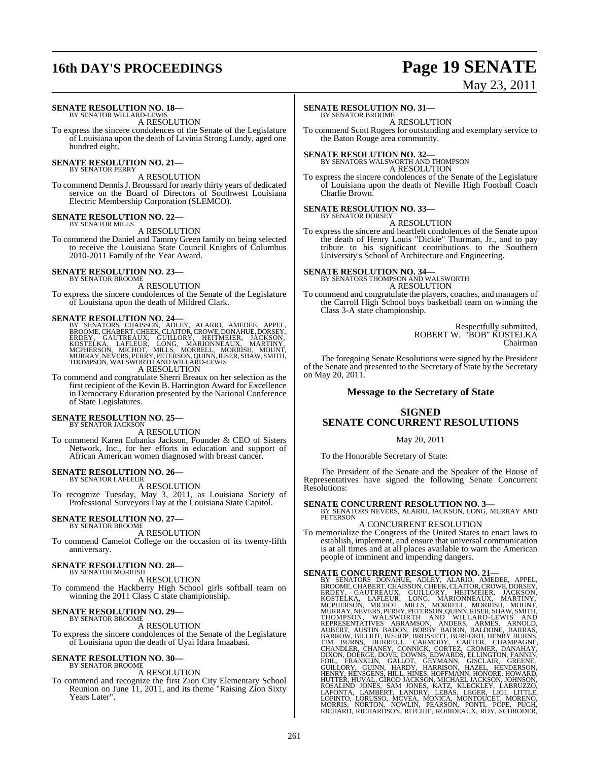**SENATE RESOLUTION NO. 18—**
BY SENATOR WILLARD-LEWIS

A RESOLUTION

To express the sincere condolences of the Senate of the Legislature of Louisiana upon the death of Lavinia Strong Lundy, aged one hundred eight.

**SENATE RESOLUTION NO. 21—**
BY SENATOR PERRY

A RESOLUTION

To commend Dennis J. Broussard for nearly thirty years of dedicated service on the Board of Directors of Southwest Louisiana Electric Membership Corporation (SLEMCO).

**SENATE RESOLUTION NO. 22—**
BY SENATOR MILLS

A RESOLUTION

To commend the Daniel and Tammy Green family on being selected to receive the Louisiana State Council Knights of Columbus 2010-2011 Family of the Year Award.

**SENATE RESOLUTION NO. 23—**
BY SENATOR BROOME

A RESOLUTION

To express the sincere condolences of the Senate of the Legislature of Louisiana upon the death of Mildred Clark.

**SENATE RESOLUTION NO. 24—**
BY SENATORS CHAISSON, ADLEY, ALARIO, AMEDEE, APPEL, BROOME, CHABERT, CHEEK, CLAITOR, CROWE, DONAHUE, DORSEY, ERDEY, GAUTREAUX, GUILLORY, HEITMEIER, JACKSON, KOSTELKA, LAFLEUR, LONG, MARIONNEAUX, MARTINY, MCPHERSON, MICHOT, MILLS, MORRELL, MORRISH, MOUNT, MURRAY, NEVERS, PERRY, PETERSON, QUINN, RISER, SHAW, SMITH, THOMPSON, WALSWORTH AND WILLARD-LEWIS

A RESOLUTION

To commend and congratulate Sherri Breaux on her selection as the first recipient of the Kevin B. Harrington Award for Excellence in Democracy Education presented by the National Conference of State Legislatures.

**SENATE RESOLUTION NO. 25—**
BY SENATOR JACKSON

A RESOLUTION

To commend Karen Eubanks Jackson, Founder & CEO of Sisters Network, Inc., for her efforts in education and support of African American women diagnosed with breast cancer.

**SENATE RESOLUTION NO. 26—**
BY SENATOR LAFLEUR

A RESOLUTION

To recognize Tuesday, May 3, 2011, as Louisiana Society of Professional Surveyors Day at the Louisiana State Capitol.

**SENATE RESOLUTION NO. 27—**
BY SENATOR BROOME

A RESOLUTION

To commend Camelot College on the occasion of its twenty-fifth anniversary.

**SENATE RESOLUTION NO. 28—**
BY SENATOR MORRISH

A RESOLUTION

To commend the Hackberry High School girls softball team on winning the 2011 Class C state championship.

**SENATE RESOLUTION NO. 29—**
BY SENATOR BROOME

A RESOLUTION

To express the sincere condolences of the Senate of the Legislature of Louisiana upon the death of Uyai Idara Imaabasi.

**SENATE RESOLUTION NO. 30—**
BY SENATOR BROOME

A RESOLUTION

To commend and recognize the first Zion City Elementary School Reunion on June 11, 2011, and its theme "Raising Zion Sixty Years Later".

**SENATE RESOLUTION NO. 31—**
BY SENATOR BROOME

A RESOLUTION

To commend Scott Rogers for outstanding and exemplary service to the Baton Rouge area community.

**SENATE RESOLUTION NO. 32—**
BY SENATORS WALSWORTH AND THOMPSON

A RESOLUTION

To express the sincere condolences of the Senate of the Legislature of Louisiana upon the death of Neville High Football Coach Charlie Brown.

**SENATE RESOLUTION NO. 33—**
BY SENATOR DORSEY

A RESOLUTION

To express the sincere and heartfelt condolences of the Senate upon the death of Henry Louis "Dickie" Thurman, Jr., and to pay tribute to his significant contributions to the Southern University's School of Architecture and Engineering.

**SENATE RESOLUTION NO. 34—**
BY SENATORS THOMPSON AND WALSWORTH

A RESOLUTION

To commend and congratulate the players, coaches, and managers of the Carroll High School boys basketball team on winning the Class 3-A state championship.

Respectfully submitted,
ROBERT W. "BOB" KOSTELKA
Chairman

The foregoing Senate Resolutions were signed by the President of the Senate and presented to the Secretary of State by the Secretary on May 20, 2011.

## Message to the Secretary of State

## SIGNED SENATE CONCURRENT RESOLUTIONS

May 20, 2011

To the Honorable Secretary of State:

The President of the Senate and the Speaker of the House of Representatives have signed the following Senate Concurrent Resolutions:

**SENATE CONCURRENT RESOLUTION NO. 3—**
BY SENATORS NEVERS, ALARIO, JACKSON, LONG, MURRAY AND PETERSON

A CONCURRENT RESOLUTION

To memorialize the Congress of the United States to enact laws to establish, implement, and ensure that universal communication is at all times and at all places available to warn the American people of imminent and impending dangers.

**SENATE CONCURRENT RESOLUTION NO. 21—**
BY SENATORS DONAHUE, ADLEY, ALARIO, AMEDEE, APPEL, BROOME, CHABERT, CHAISSON, CHEEK, CLAITOR, CROWE, DORSEY, ERDEY, GAUTREAUX, GUILLORY, HEITMEIER, JACKSON, KOSTELKA, LAFLEUR, LONG, MARIONNEAUX, MARTINY, MCPHERSON, MICHOT, MILLS, MORRELL, MORRISH, MOUNT, MURRAY, NEVERS, PERRY, PETERSON, QUINN, RISER, SHAW, SMITH, THOMPSON, WALSWORTH AND WILLARD-LEWIS AND REPRESENTATIVES ABRAMSON, ANDERS, ARMES, ARNOLD, AUBERT, AUSTIN BADON, BOBBY BADON, BALDONE, BARRAS, BARROW, BILLIOT, BISHOP, BROSSETT, BURFORD, HENRY BURNS, TIM BURNS, BURRELL, CARMODY, CARTER, CHAMPAGNE, CHANDLER, CHANEY, CONNICK, CORTEZ, CROMER, DANAHAY, DIXON, DOERGE, DOVE, DOWNS, EDWARDS, ELLINGTON, FANNIN, FOIL, FRANKLIN, GALLOT, GEYMANN, GISCLAIR, GREENE, GUILLORY, GUINN, HARDY, HARRISON, HAZEL, HENDERSON, HENRY, HENSGENS, HILL, HINES, HOFFMANN, HONORE, HOWARD, HUTTER, HUVAL, GIROD JACKSON, MICHAEL JACKSON, JOHNSON, ROSALIND JONES, SAM JONES, KATZ, KLECKLEY, LABRUZZO, LAFONTA, LAMBERT, LANDRY, LEBAS, LEGER, LIGI, LITTLE, LOPINTO, LORUSSO, MCVEA, MONICA, MONTOUCET, MORENO, MORRIS, NORTON, NOWLIN, PEARSON, PONTI, POPE, PUGH, RICHARD, RICHARDSON, RITCHIE, ROBIDEAUX, ROY, SCHRODER,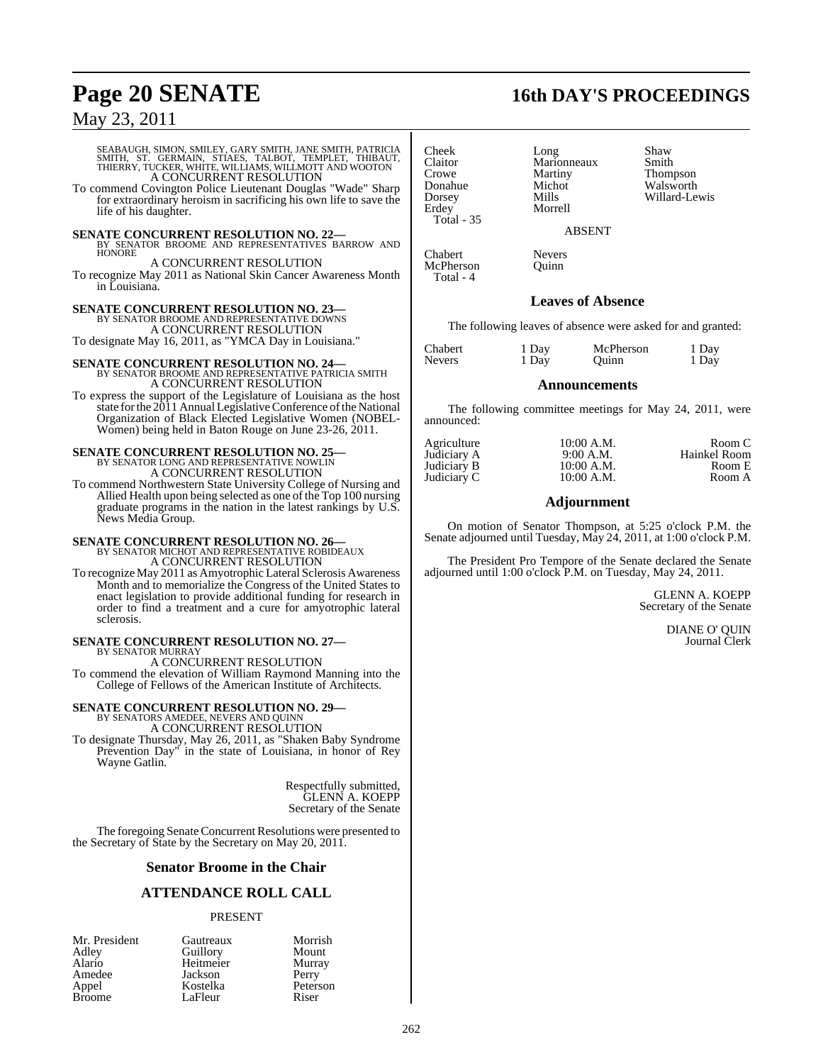SEABAUGH, SIMON, SMILEY, GARY SMITH, JANE SMITH, PATRICIA SMITH, ST. GERMAIN, STIAES, TALBOT, TEMPLET, THIBAUT, THIERRY, TUCKER, WHITE, WILLIAMS, WILLMOTT AND WOOTON

A CONCURRENT RESOLUTION

To commend Covington Police Lieutenant Douglas "Wade" Sharp for extraordinary heroism in sacrificing his own life to save the life of his daughter.

**SENATE CONCURRENT RESOLUTION NO. 22—**
BY SENATOR BROOME AND REPRESENTATIVES BARROW AND HONORE

A CONCURRENT RESOLUTION

To recognize May 2011 as National Skin Cancer Awareness Month in Louisiana.

**SENATE CONCURRENT RESOLUTION NO. 23—**
BY SENATOR BROOME AND REPRESENTATIVE DOWNS

A CONCURRENT RESOLUTION

To designate May 16, 2011, as "YMCA Day in Louisiana."

**SENATE CONCURRENT RESOLUTION NO. 24—**
BY SENATOR BROOME AND REPRESENTATIVE PATRICIA SMITH

A CONCURRENT RESOLUTION

To express the support of the Legislature of Louisiana as the host state for the 2011 Annual Legislative Conference of the National Organization of Black Elected Legislative Women (NOBEL-Women) being held in Baton Rouge on June 23-26, 2011.

**SENATE CONCURRENT RESOLUTION NO. 25—**
BY SENATOR LONG AND REPRESENTATIVE NOWLIN

A CONCURRENT RESOLUTION

To commend Northwestern State University College of Nursing and Allied Health upon being selected as one of the Top 100 nursing graduate programs in the nation in the latest rankings by U.S. News Media Group.

**SENATE CONCURRENT RESOLUTION NO. 26—**
BY SENATOR MICHOT AND REPRESENTATIVE ROBIDEAUX

A CONCURRENT RESOLUTION

To recognize May 2011 as Amyotrophic Lateral Sclerosis Awareness Month and to memorialize the Congress of the United States to enact legislation to provide additional funding for research in order to find a treatment and a cure for amyotrophic lateral sclerosis.

**SENATE CONCURRENT RESOLUTION NO. 27—**
BY SENATOR MURRAY

A CONCURRENT RESOLUTION

To commend the elevation of William Raymond Manning into the College of Fellows of the American Institute of Architects.

**SENATE CONCURRENT RESOLUTION NO. 29—**
BY SENATORS AMEDEE, NEVERS AND QUINN

A CONCURRENT RESOLUTION

To designate Thursday, May 26, 2011, as "Shaken Baby Syndrome Prevention Day" in the state of Louisiana, in honor of Rey Wayne Gatlin.

Respectfully submitted,
GLENN A. KOEPP
Secretary of the Senate

The foregoing Senate Concurrent Resolutions were presented to the Secretary of State by the Secretary on May 20, 2011.

## Senator Broome in the Chair

## ATTENDANCE ROLL CALL

PRESENT

| | | |
|---|---|---|
| Mr. President | Gautreaux | Morrish |
| Adley | Guillory | Mount |
| Alario | Heitmeier | Murray |
| Amedee | Jackson | Perry |
| Appel | Kostelka | Peterson |
| Broome | LaFleur | Riser |
| Cheek | Long | Shaw |
| Claitor | Marionneaux | Smith |
| Crowe | Martiny | Thompson |
| Donahue | Michot | Walsworth |
| Dorsey | Mills | Willard-Lewis |
| Erdey | Morrell | |

Total - 35

ABSENT

| | |
|---|---|
| Chabert | Nevers |
| McPherson | Quinn |

Total - 4

## Leaves of Absence

The following leaves of absence were asked for and granted:

| | | | |
|---|---|---|---|
| Chabert | 1 Day | McPherson | 1 Day |
| Nevers | 1 Day | Quinn | 1 Day |

## Announcements

The following committee meetings for May 24, 2011, were announced:

| | | |
|---|---|---|
| Agriculture | 10:00 A.M. | Room C |
| Judiciary A | 9:00 A.M. | Hainkel Room |
| Judiciary B | 10:00 A.M. | Room E |
| Judiciary C | 10:00 A.M. | Room A |

## Adjournment

On motion of Senator Thompson, at 5:25 o'clock P.M. the Senate adjourned until Tuesday, May 24, 2011, at 1:00 o'clock P.M.

The President Pro Tempore of the Senate declared the Senate adjourned until 1:00 o'clock P.M. on Tuesday, May 24, 2011.

GLENN A. KOEPP
Secretary of the Senate

DIANE O' QUIN
Journal Clerk